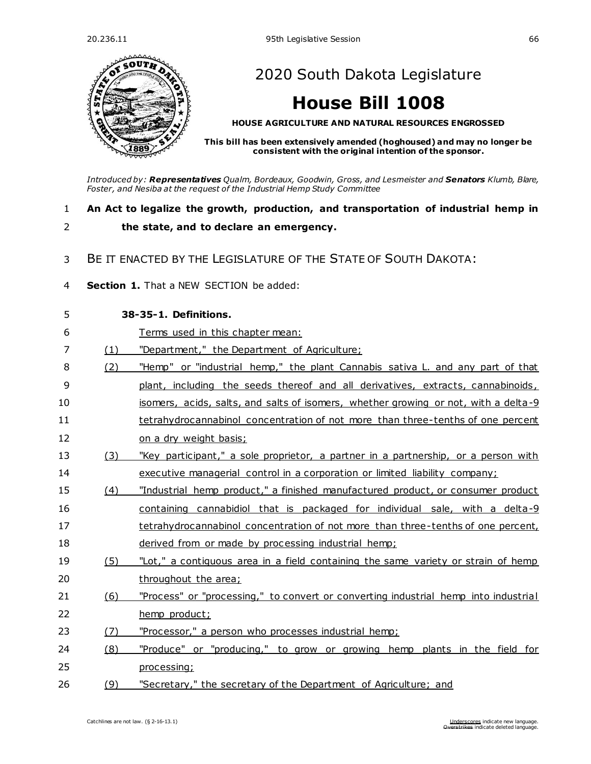# 2020 South Dakota Legislature

# House Bill 1008

**HOUSE AGRICULTURE AND NATURAL RESOURCES ENGROSSED**

**This bill has been extensively amended (hoghoused) and may no longer be consistent with the original intention of the sponsor.**

*Introduced by:* ***Representatives*** *Qualm, Bordeaux, Goodwin, Gross, and Lesmeister and* ***Senators*** *Klumb, Blare, Foster, and Nesiba at the request of the Industrial Hemp Study Committee*

**An Act to legalize the growth, production, and transportation of industrial hemp in the state, and to declare an emergency.**

BE IT ENACTED BY THE LEGISLATURE OF THE STATE OF SOUTH DAKOTA:

**Section 1.** That a NEW SECTION be added:

**38-35-1. Definitions.**

Terms used in this chapter mean:

(1) "Department," the Department of Agriculture;

(2) "Hemp" or "industrial hemp," the plant Cannabis sativa L. and any part of that plant, including the seeds thereof and all derivatives, extracts, cannabinoids, isomers, acids, salts, and salts of isomers, whether growing or not, with a delta-9 tetrahydrocannabinol concentration of not more than three-tenths of one percent on a dry weight basis;

(3) "Key participant," a sole proprietor, a partner in a partnership, or a person with executive managerial control in a corporation or limited liability company;

(4) "Industrial hemp product," a finished manufactured product, or consumer product containing cannabidiol that is packaged for individual sale, with a delta-9 tetrahydrocannabinol concentration of not more than three-tenths of one percent, derived from or made by processing industrial hemp;

(5) "Lot," a contiguous area in a field containing the same variety or strain of hemp throughout the area;

(6) "Process" or "processing," to convert or converting industrial hemp into industrial hemp product;

(7) "Processor," a person who processes industrial hemp;

(8) "Produce" or "producing," to grow or growing hemp plants in the field for processing;

(9) "Secretary," the secretary of the Department of Agriculture; and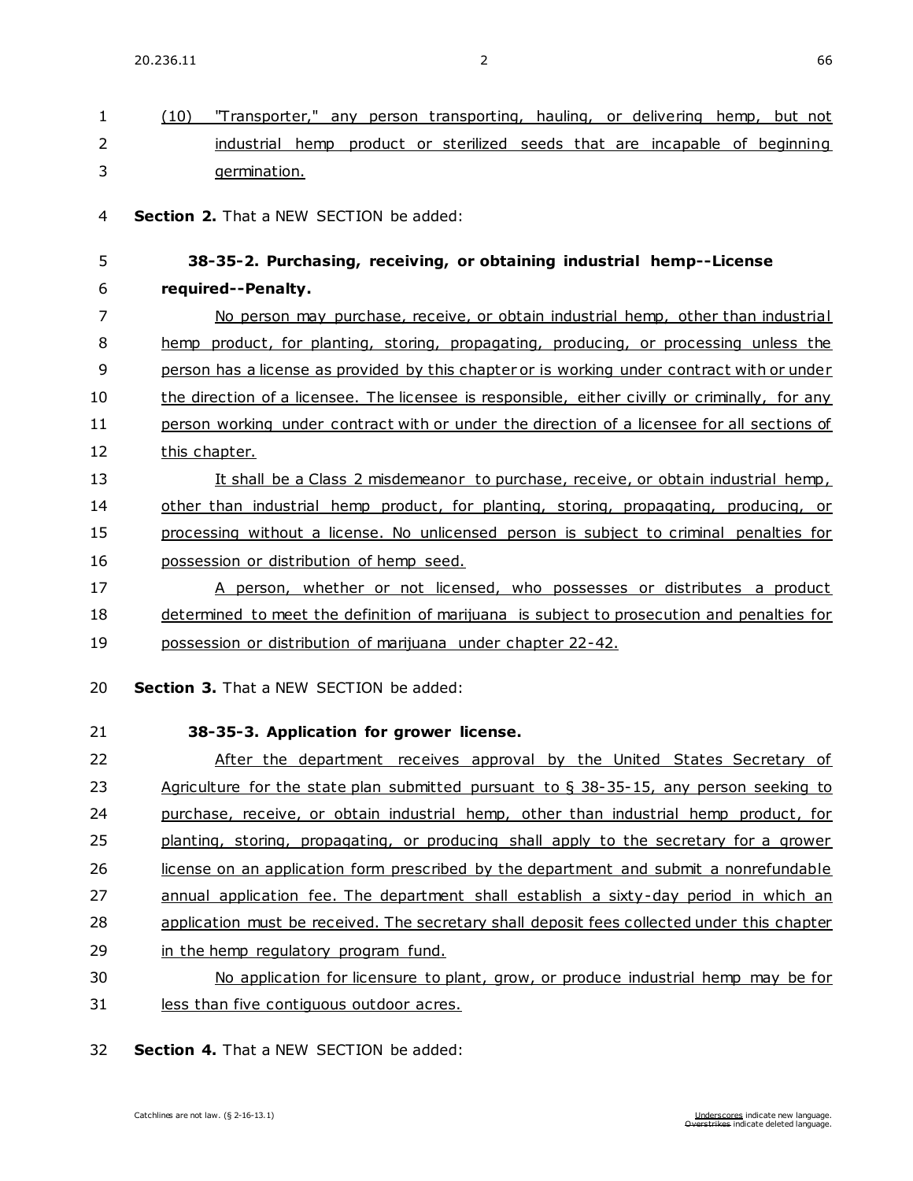(10) "Transporter," any person transporting, hauling, or delivering hemp, but not industrial hemp product or sterilized seeds that are incapable of beginning germination.

**Section 2.** That a NEW SECTION be added:

### 38-35-2. Purchasing, receiving, or obtaining industrial hemp--License required--Penalty.

No person may purchase, receive, or obtain industrial hemp, other than industrial hemp product, for planting, storing, propagating, producing, or processing unless the person has a license as provided by this chapter or is working under contract with or under the direction of a licensee. The licensee is responsible, either civilly or criminally, for any person working under contract with or under the direction of a licensee for all sections of this chapter.

It shall be a Class 2 misdemeanor to purchase, receive, or obtain industrial hemp, other than industrial hemp product, for planting, storing, propagating, producing, or processing without a license. No unlicensed person is subject to criminal penalties for possession or distribution of hemp seed.

A person, whether or not licensed, who possesses or distributes a product determined to meet the definition of marijuana is subject to prosecution and penalties for possession or distribution of marijuana under chapter 22-42.

**Section 3.** That a NEW SECTION be added:

### 38-35-3. Application for grower license.

After the department receives approval by the United States Secretary of Agriculture for the state plan submitted pursuant to § 38-35-15, any person seeking to purchase, receive, or obtain industrial hemp, other than industrial hemp product, for planting, storing, propagating, or producing shall apply to the secretary for a grower license on an application form prescribed by the department and submit a nonrefundable annual application fee. The department shall establish a sixty-day period in which an application must be received. The secretary shall deposit fees collected under this chapter in the hemp regulatory program fund.

No application for licensure to plant, grow, or produce industrial hemp may be for less than five contiguous outdoor acres.

**Section 4.** That a NEW SECTION be added: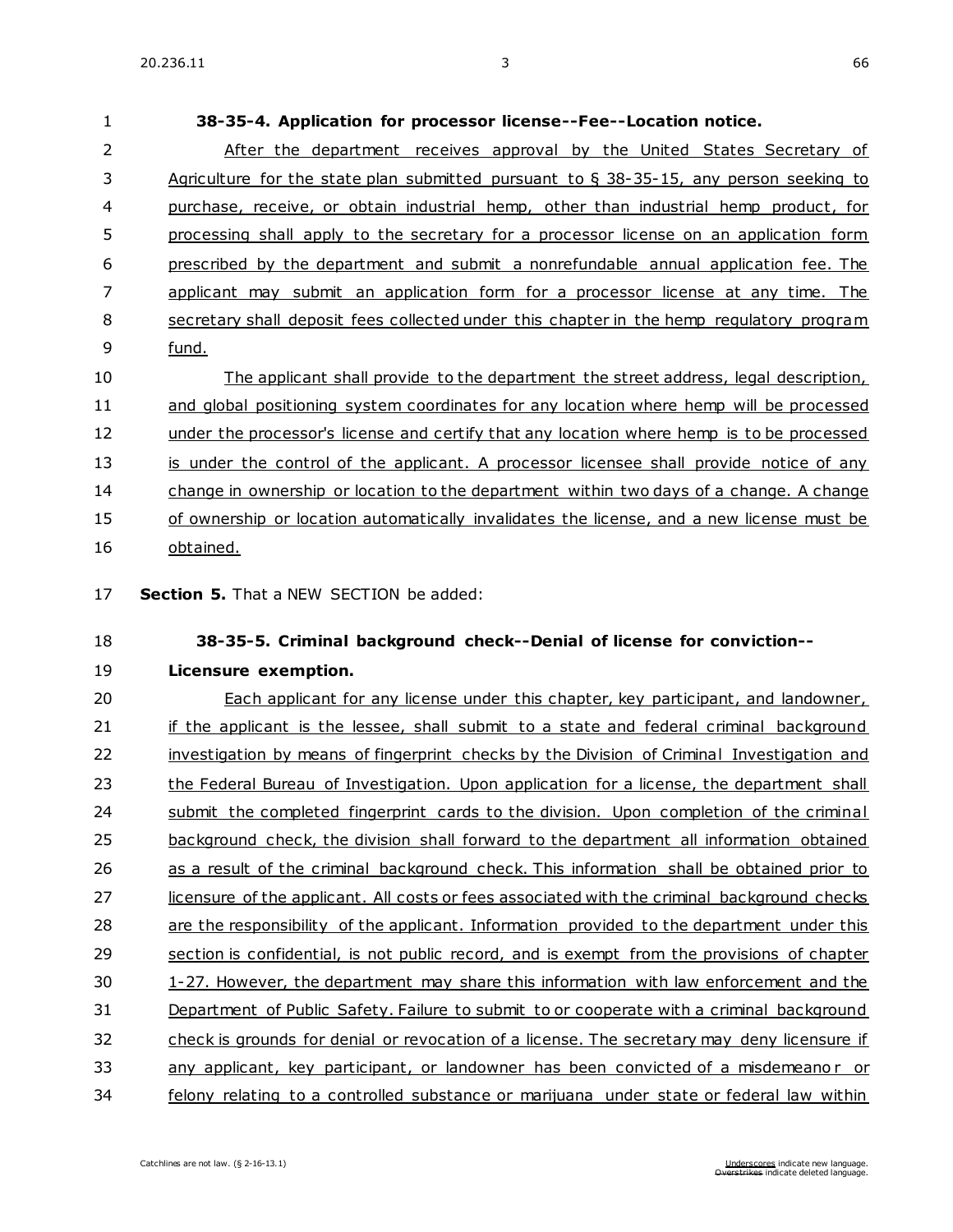**38-35-4. Application for processor license--Fee--Location notice.**

After the department receives approval by the United States Secretary of Agriculture for the state plan submitted pursuant to § 38-35-15, any person seeking to purchase, receive, or obtain industrial hemp, other than industrial hemp product, for processing shall apply to the secretary for a processor license on an application form prescribed by the department and submit a nonrefundable annual application fee. The applicant may submit an application form for a processor license at any time. The secretary shall deposit fees collected under this chapter in the hemp regulatory program fund.

The applicant shall provide to the department the street address, legal description, and global positioning system coordinates for any location where hemp will be processed under the processor's license and certify that any location where hemp is to be processed is under the control of the applicant. A processor licensee shall provide notice of any change in ownership or location to the department within two days of a change. A change of ownership or location automatically invalidates the license, and a new license must be obtained.

**Section 5.** That a NEW SECTION be added:

**38-35-5. Criminal background check--Denial of license for conviction--Licensure exemption.**

Each applicant for any license under this chapter, key participant, and landowner, if the applicant is the lessee, shall submit to a state and federal criminal background investigation by means of fingerprint checks by the Division of Criminal Investigation and the Federal Bureau of Investigation. Upon application for a license, the department shall submit the completed fingerprint cards to the division. Upon completion of the criminal background check, the division shall forward to the department all information obtained as a result of the criminal background check. This information shall be obtained prior to licensure of the applicant. All costs or fees associated with the criminal background checks are the responsibility of the applicant. Information provided to the department under this section is confidential, is not public record, and is exempt from the provisions of chapter 1-27. However, the department may share this information with law enforcement and the Department of Public Safety. Failure to submit to or cooperate with a criminal background check is grounds for denial or revocation of a license. The secretary may deny licensure if any applicant, key participant, or landowner has been convicted of a misdemeanor or felony relating to a controlled substance or marijuana under state or federal law within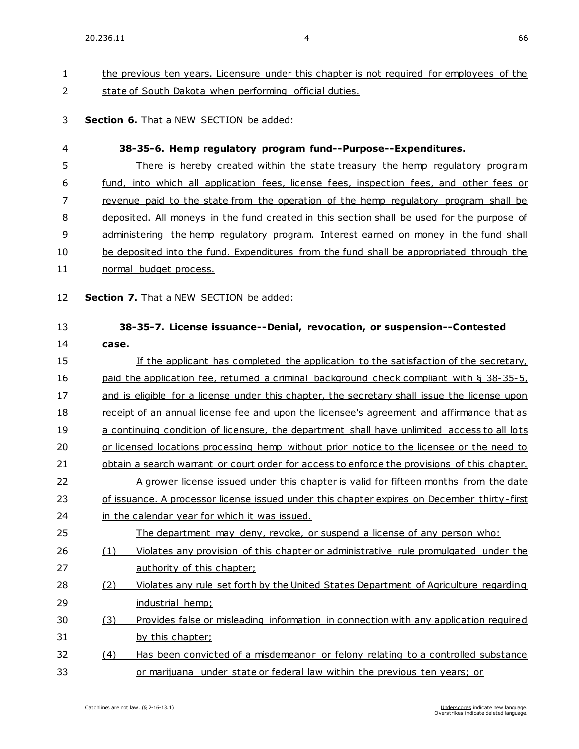the previous ten years. Licensure under this chapter is not required for employees of the state of South Dakota when performing official duties.

**Section 6.** That a NEW SECTION be added:

**38-35-6. Hemp regulatory program fund--Purpose--Expenditures.**

There is hereby created within the state treasury the hemp regulatory program fund, into which all application fees, license fees, inspection fees, and other fees or revenue paid to the state from the operation of the hemp regulatory program shall be deposited. All moneys in the fund created in this section shall be used for the purpose of administering the hemp regulatory program. Interest earned on money in the fund shall be deposited into the fund. Expenditures from the fund shall be appropriated through the normal budget process.

**Section 7.** That a NEW SECTION be added:

**38-35-7. License issuance--Denial, revocation, or suspension--Contested case.**

If the applicant has completed the application to the satisfaction of the secretary, paid the application fee, returned a criminal background check compliant with § 38-35-5, and is eligible for a license under this chapter, the secretary shall issue the license upon receipt of an annual license fee and upon the licensee's agreement and affirmance that as a continuing condition of licensure, the department shall have unlimited access to all lots or licensed locations processing hemp without prior notice to the licensee or the need to obtain a search warrant or court order for access to enforce the provisions of this chapter.

A grower license issued under this chapter is valid for fifteen months from the date of issuance. A processor license issued under this chapter expires on December thirty-first in the calendar year for which it was issued.

The department may deny, revoke, or suspend a license of any person who:

(1) Violates any provision of this chapter or administrative rule promulgated under the authority of this chapter;

(2) Violates any rule set forth by the United States Department of Agriculture regarding industrial hemp;

(3) Provides false or misleading information in connection with any application required by this chapter;

(4) Has been convicted of a misdemeanor or felony relating to a controlled substance or marijuana under state or federal law within the previous ten years; or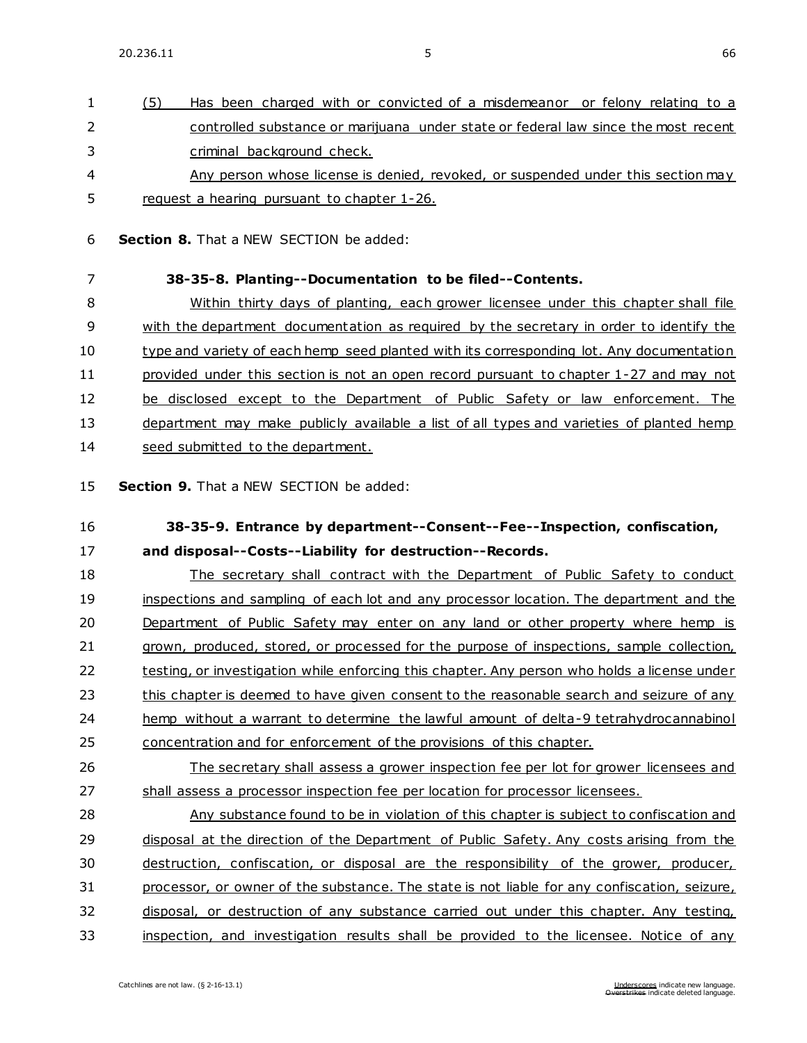(5) Has been charged with or convicted of a misdemeanor or felony relating to a controlled substance or marijuana under state or federal law since the most recent criminal background check.

Any person whose license is denied, revoked, or suspended under this section may request a hearing pursuant to chapter 1-26.

**Section 8.** That a NEW SECTION be added:

**38-35-8. Planting--Documentation to be filed--Contents.**

Within thirty days of planting, each grower licensee under this chapter shall file with the department documentation as required by the secretary in order to identify the type and variety of each hemp seed planted with its corresponding lot. Any documentation provided under this section is not an open record pursuant to chapter 1-27 and may not be disclosed except to the Department of Public Safety or law enforcement. The department may make publicly available a list of all types and varieties of planted hemp seed submitted to the department.

**Section 9.** That a NEW SECTION be added:

**38-35-9. Entrance by department--Consent--Fee--Inspection, confiscation, and disposal--Costs--Liability for destruction--Records.**

The secretary shall contract with the Department of Public Safety to conduct inspections and sampling of each lot and any processor location. The department and the Department of Public Safety may enter on any land or other property where hemp is grown, produced, stored, or processed for the purpose of inspections, sample collection, testing, or investigation while enforcing this chapter. Any person who holds a license under this chapter is deemed to have given consent to the reasonable search and seizure of any hemp without a warrant to determine the lawful amount of delta-9 tetrahydrocannabinol concentration and for enforcement of the provisions of this chapter.

The secretary shall assess a grower inspection fee per lot for grower licensees and shall assess a processor inspection fee per location for processor licensees.

Any substance found to be in violation of this chapter is subject to confiscation and disposal at the direction of the Department of Public Safety. Any costs arising from the destruction, confiscation, or disposal are the responsibility of the grower, producer, processor, or owner of the substance. The state is not liable for any confiscation, seizure, disposal, or destruction of any substance carried out under this chapter. Any testing, inspection, and investigation results shall be provided to the licensee. Notice of any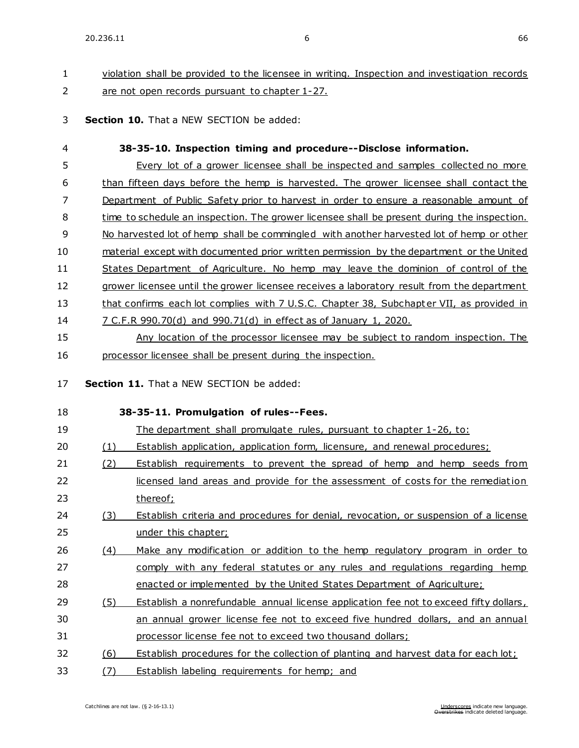violation shall be provided to the licensee in writing. Inspection and investigation records are not open records pursuant to chapter 1-27.

**Section 10.** That a NEW SECTION be added:

**38-35-10. Inspection timing and procedure--Disclose information.**

Every lot of a grower licensee shall be inspected and samples collected no more than fifteen days before the hemp is harvested. The grower licensee shall contact the Department of Public Safety prior to harvest in order to ensure a reasonable amount of time to schedule an inspection. The grower licensee shall be present during the inspection. No harvested lot of hemp shall be commingled with another harvested lot of hemp or other material except with documented prior written permission by the department or the United States Department of Agriculture. No hemp may leave the dominion of control of the grower licensee until the grower licensee receives a laboratory result from the department that confirms each lot complies with 7 U.S.C. Chapter 38, Subchapter VII, as provided in 7 C.F.R 990.70(d) and 990.71(d) in effect as of January 1, 2020.

Any location of the processor licensee may be subject to random inspection. The processor licensee shall be present during the inspection.

**Section 11.** That a NEW SECTION be added:

**38-35-11. Promulgation of rules--Fees.**

The department shall promulgate rules, pursuant to chapter 1-26, to:

(1) Establish application, application form, licensure, and renewal procedures;

(2) Establish requirements to prevent the spread of hemp and hemp seeds from licensed land areas and provide for the assessment of costs for the remediation thereof;

(3) Establish criteria and procedures for denial, revocation, or suspension of a license under this chapter;

(4) Make any modification or addition to the hemp regulatory program in order to comply with any federal statutes or any rules and regulations regarding hemp enacted or implemented by the United States Department of Agriculture;

(5) Establish a nonrefundable annual license application fee not to exceed fifty dollars, an annual grower license fee not to exceed five hundred dollars, and an annual processor license fee not to exceed two thousand dollars;

(6) Establish procedures for the collection of planting and harvest data for each lot;

(7) Establish labeling requirements for hemp; and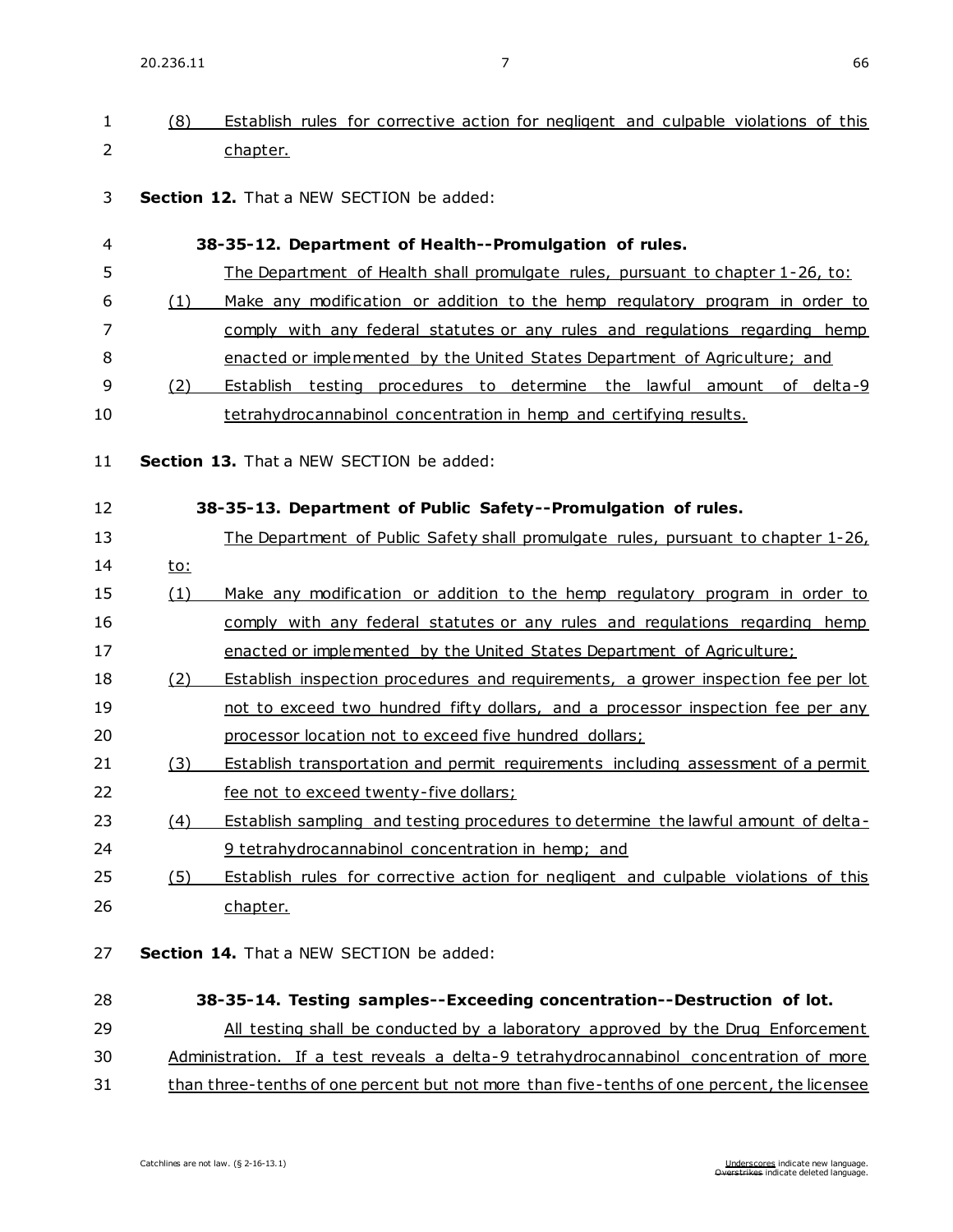(8) Establish rules for corrective action for negligent and culpable violations of this chapter.

**Section 12.** That a NEW SECTION be added:

**38-35-12. Department of Health--Promulgation of rules.**

The Department of Health shall promulgate rules, pursuant to chapter 1-26, to:

(1) Make any modification or addition to the hemp regulatory program in order to comply with any federal statutes or any rules and regulations regarding hemp enacted or implemented by the United States Department of Agriculture; and

(2) Establish testing procedures to determine the lawful amount of delta-9 tetrahydrocannabinol concentration in hemp and certifying results.

**Section 13.** That a NEW SECTION be added:

**38-35-13. Department of Public Safety--Promulgation of rules.**

The Department of Public Safety shall promulgate rules, pursuant to chapter 1-26, to:

(1) Make any modification or addition to the hemp regulatory program in order to comply with any federal statutes or any rules and regulations regarding hemp enacted or implemented by the United States Department of Agriculture;

(2) Establish inspection procedures and requirements, a grower inspection fee per lot not to exceed two hundred fifty dollars, and a processor inspection fee per any processor location not to exceed five hundred dollars;

(3) Establish transportation and permit requirements including assessment of a permit fee not to exceed twenty-five dollars;

(4) Establish sampling and testing procedures to determine the lawful amount of delta-9 tetrahydrocannabinol concentration in hemp; and

(5) Establish rules for corrective action for negligent and culpable violations of this chapter.

**Section 14.** That a NEW SECTION be added:

**38-35-14. Testing samples--Exceeding concentration--Destruction of lot.**

All testing shall be conducted by a laboratory approved by the Drug Enforcement Administration. If a test reveals a delta-9 tetrahydrocannabinol concentration of more than three-tenths of one percent but not more than five-tenths of one percent, the licensee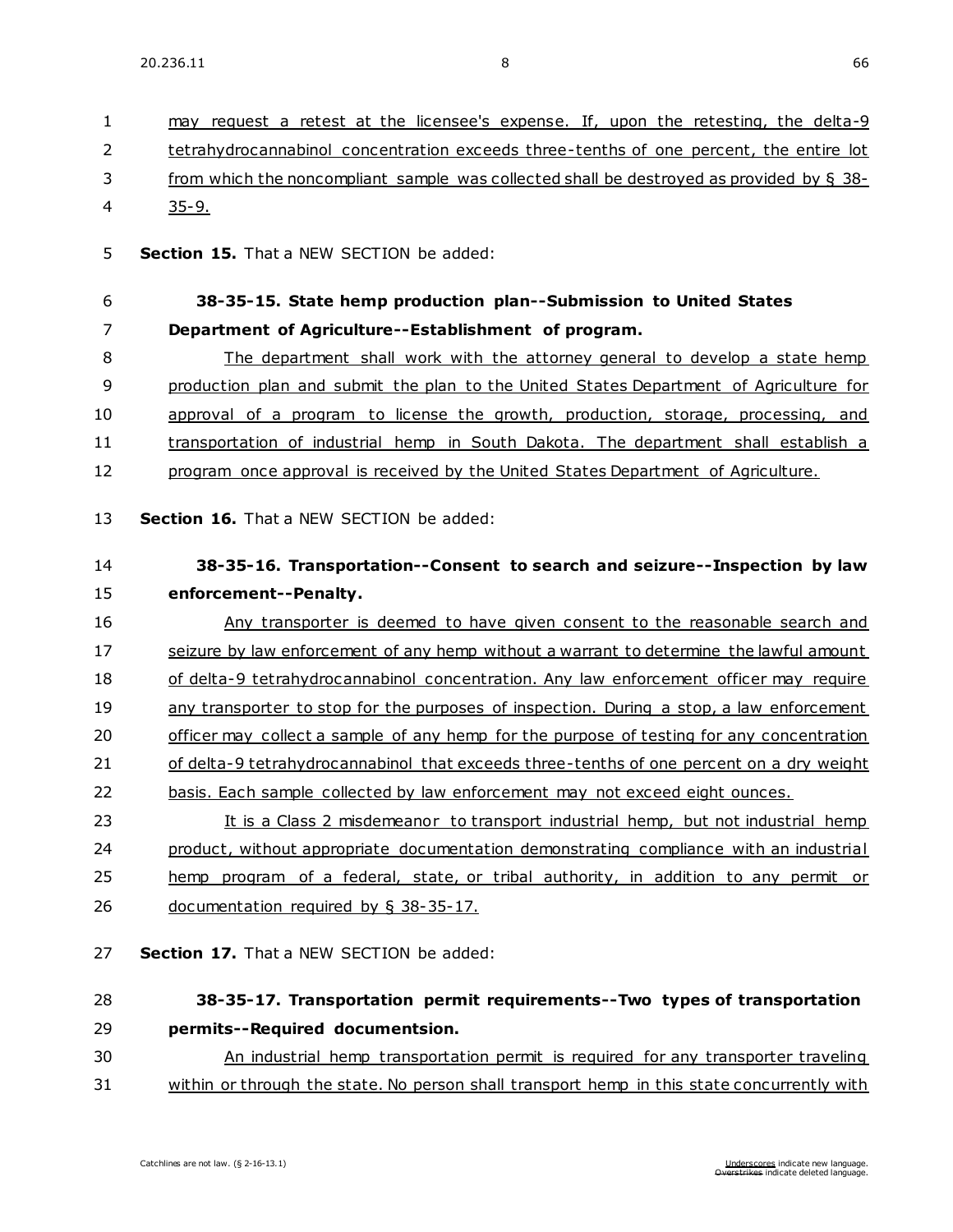may request a retest at the licensee's expense. If, upon the retesting, the delta-9 tetrahydrocannabinol concentration exceeds three-tenths of one percent, the entire lot from which the noncompliant sample was collected shall be destroyed as provided by § 38-35-9.

**Section 15.** That a NEW SECTION be added:

**38-35-15. State hemp production plan--Submission to United States Department of Agriculture--Establishment of program.**

The department shall work with the attorney general to develop a state hemp production plan and submit the plan to the United States Department of Agriculture for approval of a program to license the growth, production, storage, processing, and transportation of industrial hemp in South Dakota. The department shall establish a program once approval is received by the United States Department of Agriculture.

**Section 16.** That a NEW SECTION be added:

**38-35-16. Transportation--Consent to search and seizure--Inspection by law enforcement--Penalty.**

Any transporter is deemed to have given consent to the reasonable search and seizure by law enforcement of any hemp without a warrant to determine the lawful amount of delta-9 tetrahydrocannabinol concentration. Any law enforcement officer may require any transporter to stop for the purposes of inspection. During a stop, a law enforcement officer may collect a sample of any hemp for the purpose of testing for any concentration of delta-9 tetrahydrocannabinol that exceeds three-tenths of one percent on a dry weight basis. Each sample collected by law enforcement may not exceed eight ounces.

It is a Class 2 misdemeanor to transport industrial hemp, but not industrial hemp product, without appropriate documentation demonstrating compliance with an industrial hemp program of a federal, state, or tribal authority, in addition to any permit or documentation required by § 38-35-17.

**Section 17.** That a NEW SECTION be added:

**38-35-17. Transportation permit requirements--Two types of transportation permits--Required documentsion.**

An industrial hemp transportation permit is required for any transporter traveling within or through the state. No person shall transport hemp in this state concurrently with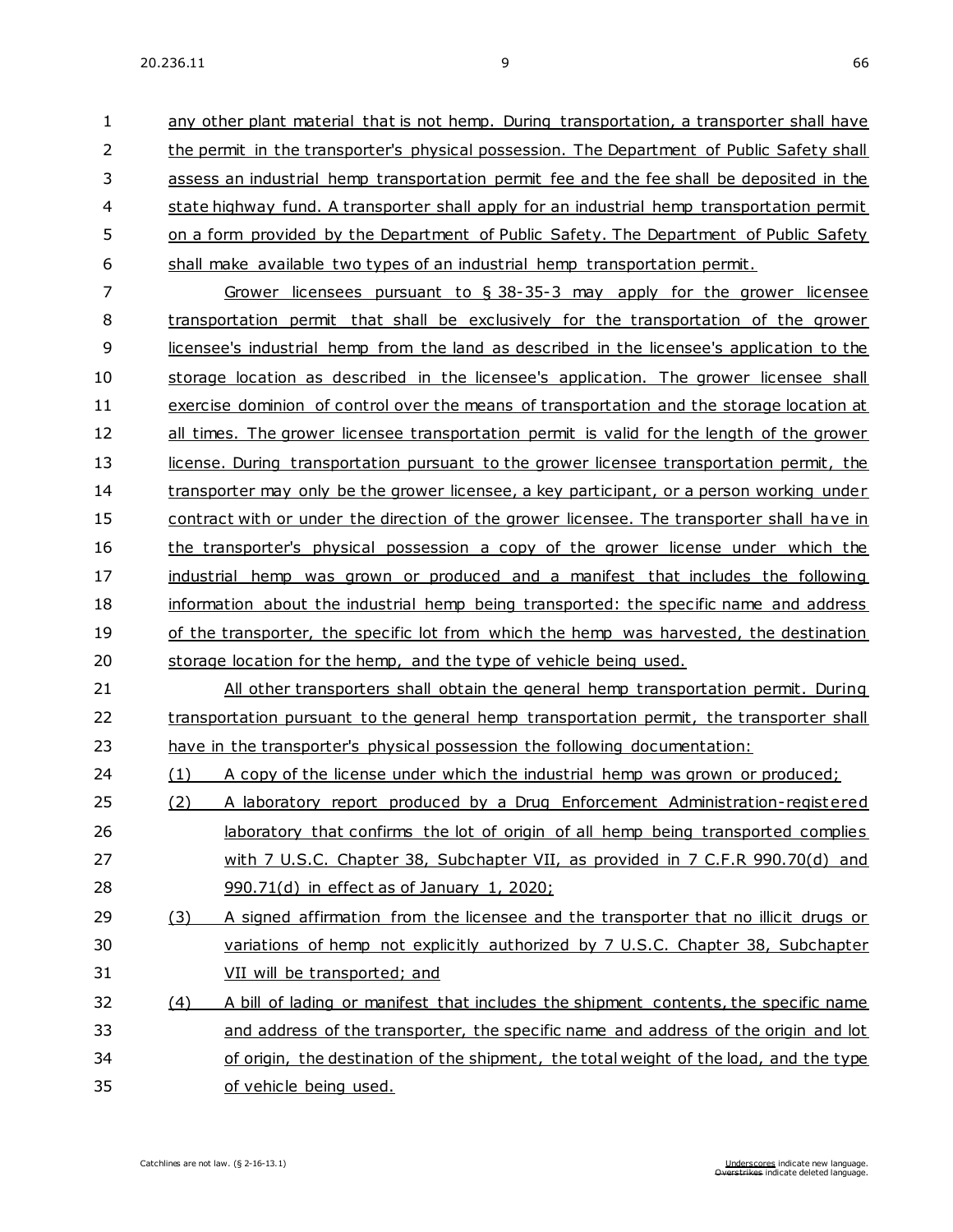any other plant material that is not hemp. During transportation, a transporter shall have the permit in the transporter's physical possession. The Department of Public Safety shall assess an industrial hemp transportation permit fee and the fee shall be deposited in the state highway fund. A transporter shall apply for an industrial hemp transportation permit on a form provided by the Department of Public Safety. The Department of Public Safety shall make available two types of an industrial hemp transportation permit.

Grower licensees pursuant to § 38-35-3 may apply for the grower licensee transportation permit that shall be exclusively for the transportation of the grower licensee's industrial hemp from the land as described in the licensee's application to the storage location as described in the licensee's application. The grower licensee shall exercise dominion of control over the means of transportation and the storage location at all times. The grower licensee transportation permit is valid for the length of the grower license. During transportation pursuant to the grower licensee transportation permit, the transporter may only be the grower licensee, a key participant, or a person working under contract with or under the direction of the grower licensee. The transporter shall have in the transporter's physical possession a copy of the grower license under which the industrial hemp was grown or produced and a manifest that includes the following information about the industrial hemp being transported: the specific name and address of the transporter, the specific lot from which the hemp was harvested, the destination storage location for the hemp, and the type of vehicle being used.

All other transporters shall obtain the general hemp transportation permit. During transportation pursuant to the general hemp transportation permit, the transporter shall have in the transporter's physical possession the following documentation:

(1) A copy of the license under which the industrial hemp was grown or produced;

(2) A laboratory report produced by a Drug Enforcement Administration-registered laboratory that confirms the lot of origin of all hemp being transported complies with 7 U.S.C. Chapter 38, Subchapter VII, as provided in 7 C.F.R 990.70(d) and 990.71(d) in effect as of January 1, 2020;

(3) A signed affirmation from the licensee and the transporter that no illicit drugs or variations of hemp not explicitly authorized by 7 U.S.C. Chapter 38, Subchapter VII will be transported; and

(4) A bill of lading or manifest that includes the shipment contents, the specific name and address of the transporter, the specific name and address of the origin and lot of origin, the destination of the shipment, the total weight of the load, and the type of vehicle being used.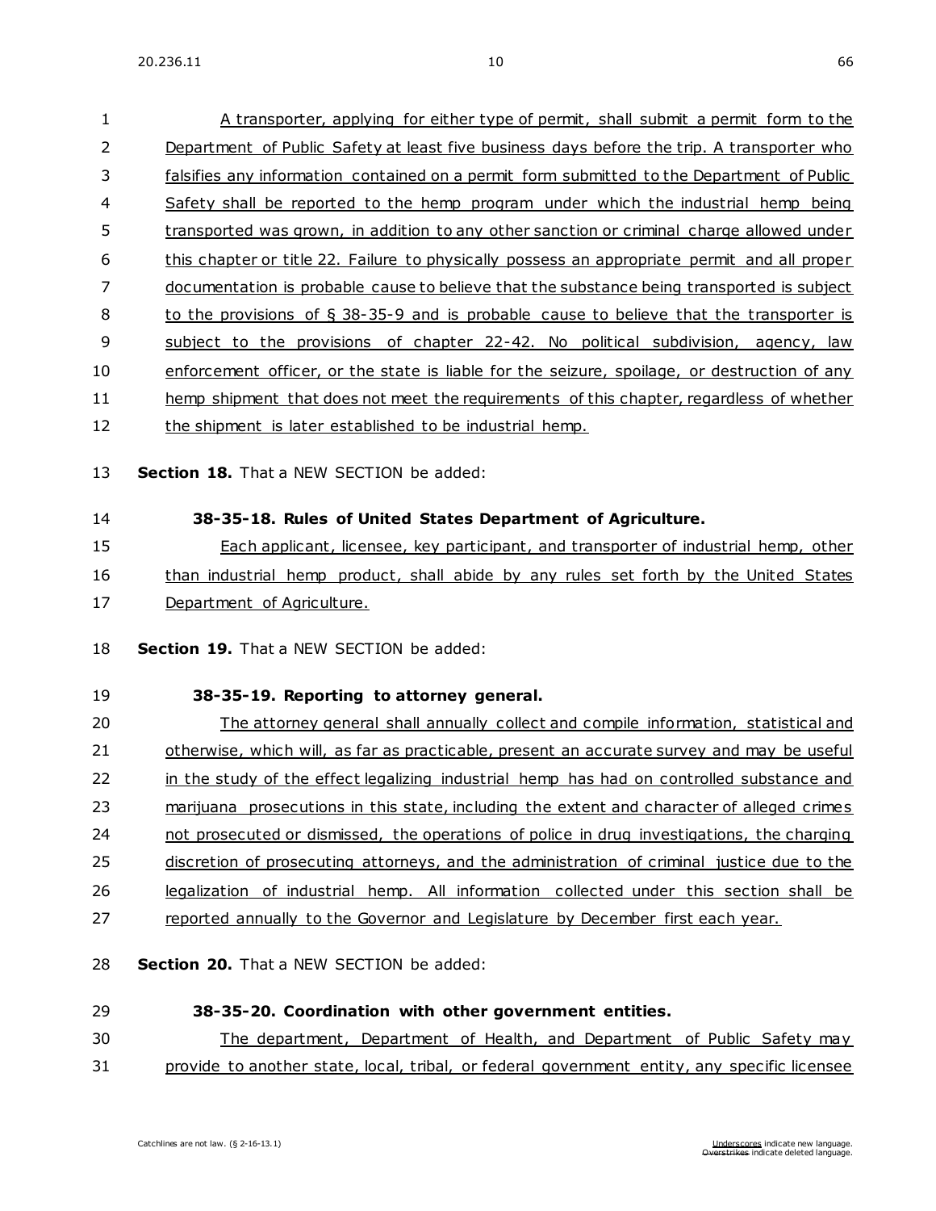A transporter, applying for either type of permit, shall submit a permit form to the Department of Public Safety at least five business days before the trip. A transporter who falsifies any information contained on a permit form submitted to the Department of Public Safety shall be reported to the hemp program under which the industrial hemp being transported was grown, in addition to any other sanction or criminal charge allowed under this chapter or title 22. Failure to physically possess an appropriate permit and all proper documentation is probable cause to believe that the substance being transported is subject to the provisions of § 38-35-9 and is probable cause to believe that the transporter is subject to the provisions of chapter 22-42. No political subdivision, agency, law enforcement officer, or the state is liable for the seizure, spoilage, or destruction of any hemp shipment that does not meet the requirements of this chapter, regardless of whether the shipment is later established to be industrial hemp.

**Section 18.** That a NEW SECTION be added:

**38-35-18. Rules of United States Department of Agriculture.**

Each applicant, licensee, key participant, and transporter of industrial hemp, other than industrial hemp product, shall abide by any rules set forth by the United States Department of Agriculture.

**Section 19.** That a NEW SECTION be added:

**38-35-19. Reporting to attorney general.**

The attorney general shall annually collect and compile information, statistical and otherwise, which will, as far as practicable, present an accurate survey and may be useful in the study of the effect legalizing industrial hemp has had on controlled substance and marijuana prosecutions in this state, including the extent and character of alleged crimes not prosecuted or dismissed, the operations of police in drug investigations, the charging discretion of prosecuting attorneys, and the administration of criminal justice due to the legalization of industrial hemp. All information collected under this section shall be reported annually to the Governor and Legislature by December first each year.

**Section 20.** That a NEW SECTION be added:

**38-35-20. Coordination with other government entities.**

The department, Department of Health, and Department of Public Safety may provide to another state, local, tribal, or federal government entity, any specific licensee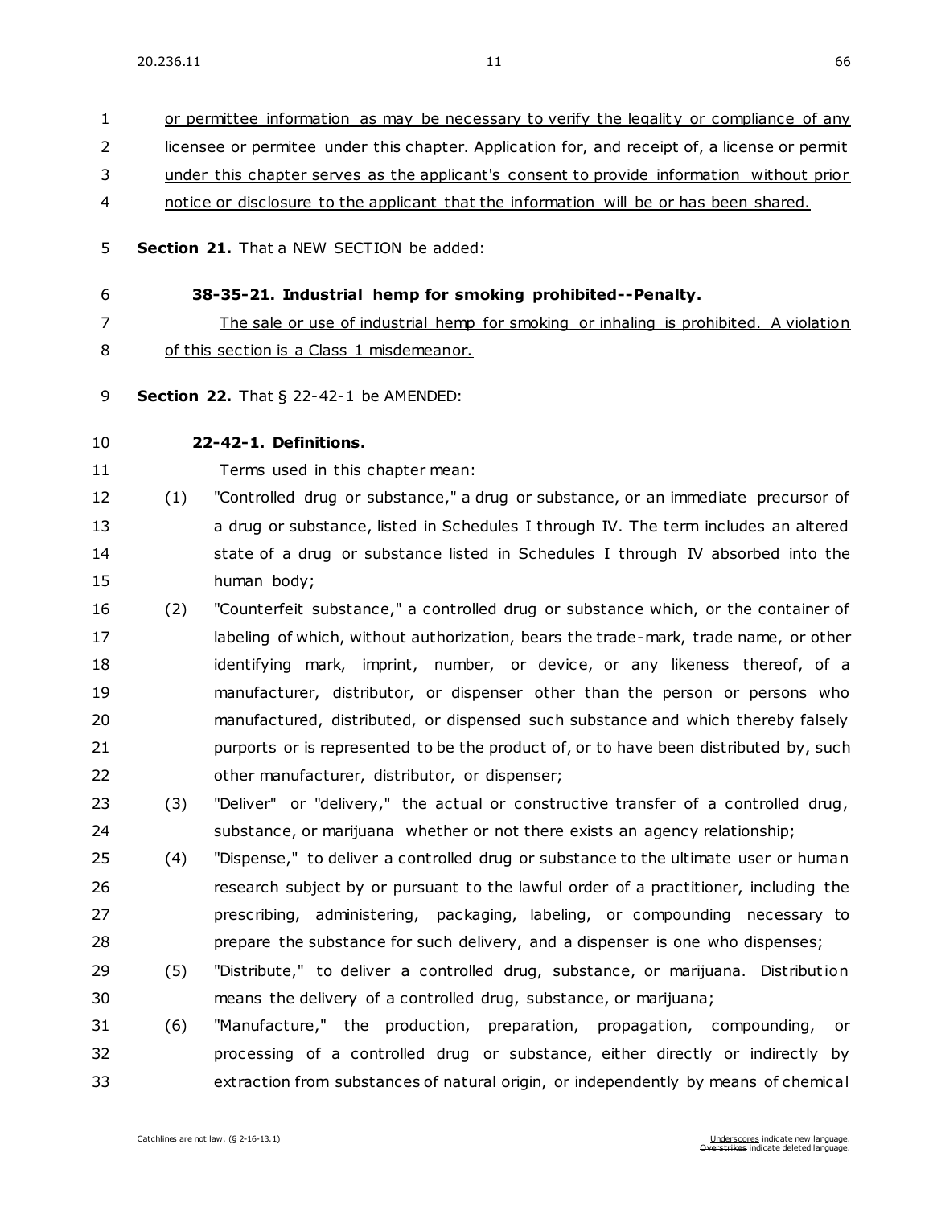or permittee information as may be necessary to verify the legality or compliance of any licensee or permitee under this chapter. Application for, and receipt of, a license or permit under this chapter serves as the applicant's consent to provide information without prior notice or disclosure to the applicant that the information will be or has been shared.

**Section 21.** That a NEW SECTION be added:

**38-35-21. Industrial hemp for smoking prohibited--Penalty.**

The sale or use of industrial hemp for smoking or inhaling is prohibited. A violation of this section is a Class 1 misdemeanor.

**Section 22.** That § 22-42-1 be AMENDED:

**22-42-1. Definitions.**

Terms used in this chapter mean:

(1) "Controlled drug or substance," a drug or substance, or an immediate precursor of a drug or substance, listed in Schedules I through IV. The term includes an altered state of a drug or substance listed in Schedules I through IV absorbed into the human body;

(2) "Counterfeit substance," a controlled drug or substance which, or the container of labeling of which, without authorization, bears the trade-mark, trade name, or other identifying mark, imprint, number, or device, or any likeness thereof, of a manufacturer, distributor, or dispenser other than the person or persons who manufactured, distributed, or dispensed such substance and which thereby falsely purports or is represented to be the product of, or to have been distributed by, such other manufacturer, distributor, or dispenser;

(3) "Deliver" or "delivery," the actual or constructive transfer of a controlled drug, substance, or marijuana whether or not there exists an agency relationship;

(4) "Dispense," to deliver a controlled drug or substance to the ultimate user or human research subject by or pursuant to the lawful order of a practitioner, including the prescribing, administering, packaging, labeling, or compounding necessary to prepare the substance for such delivery, and a dispenser is one who dispenses;

(5) "Distribute," to deliver a controlled drug, substance, or marijuana. Distribution means the delivery of a controlled drug, substance, or marijuana;

(6) "Manufacture," the production, preparation, propagation, compounding, or processing of a controlled drug or substance, either directly or indirectly by extraction from substances of natural origin, or independently by means of chemical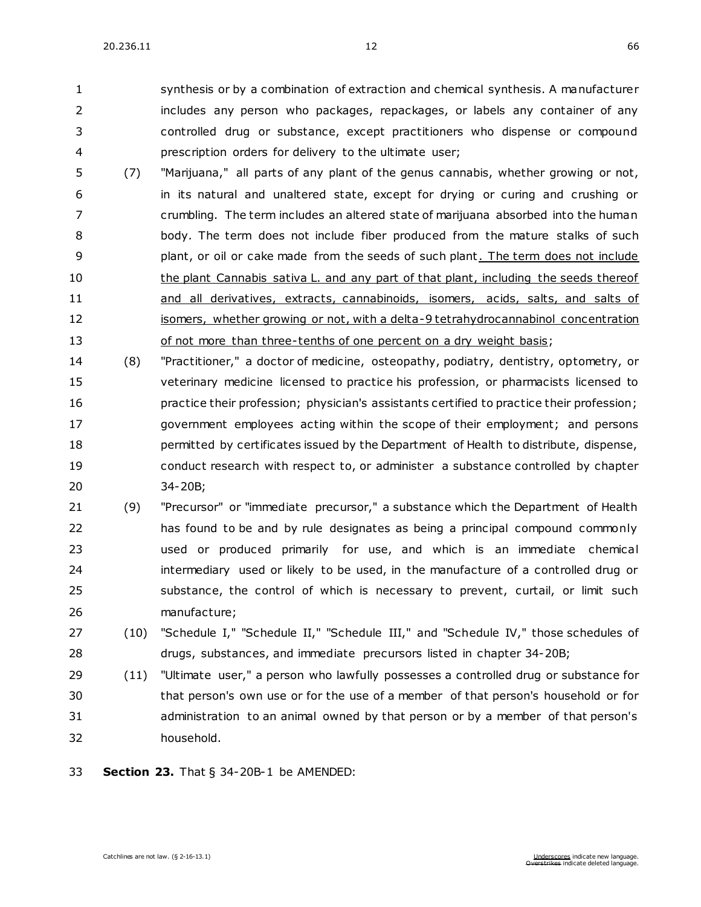synthesis or by a combination of extraction and chemical synthesis. A manufacturer includes any person who packages, repackages, or labels any container of any controlled drug or substance, except practitioners who dispense or compound prescription orders for delivery to the ultimate user;

(7) "Marijuana," all parts of any plant of the genus cannabis, whether growing or not, in its natural and unaltered state, except for drying or curing and crushing or crumbling. The term includes an altered state of marijuana absorbed into the human body. The term does not include fiber produced from the mature stalks of such plant, or oil or cake made from the seeds of such plant<u>. The term does not include the plant Cannabis sativa L. and any part of that plant, including the seeds thereof and all derivatives, extracts, cannabinoids, isomers, acids, salts, and salts of isomers, whether growing or not, with a delta-9 tetrahydrocannabinol concentration of not more than three-tenths of one percent on a dry weight basis</u>;

(8) "Practitioner," a doctor of medicine, osteopathy, podiatry, dentistry, optometry, or veterinary medicine licensed to practice his profession, or pharmacists licensed to practice their profession; physician's assistants certified to practice their profession; government employees acting within the scope of their employment; and persons permitted by certificates issued by the Department of Health to distribute, dispense, conduct research with respect to, or administer a substance controlled by chapter 34-20B;

(9) "Precursor" or "immediate precursor," a substance which the Department of Health has found to be and by rule designates as being a principal compound commonly used or produced primarily for use, and which is an immediate chemical intermediary used or likely to be used, in the manufacture of a controlled drug or substance, the control of which is necessary to prevent, curtail, or limit such manufacture;

(10) "Schedule I," "Schedule II," "Schedule III," and "Schedule IV," those schedules of drugs, substances, and immediate precursors listed in chapter 34-20B;

(11) "Ultimate user," a person who lawfully possesses a controlled drug or substance for that person's own use or for the use of a member of that person's household or for administration to an animal owned by that person or by a member of that person's household.

**Section 23.** That § 34-20B-1 be AMENDED: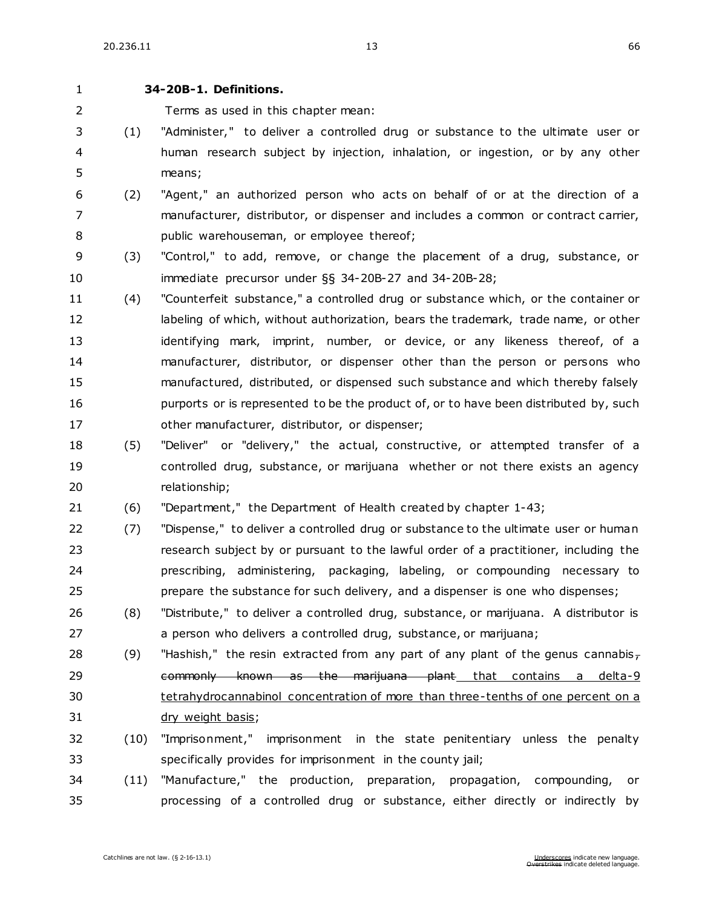**34-20B-1. Definitions.**

Terms as used in this chapter mean:

(1) "Administer," to deliver a controlled drug or substance to the ultimate user or human research subject by injection, inhalation, or ingestion, or by any other means;

(2) "Agent," an authorized person who acts on behalf of or at the direction of a manufacturer, distributor, or dispenser and includes a common or contract carrier, public warehouseman, or employee thereof;

(3) "Control," to add, remove, or change the placement of a drug, substance, or immediate precursor under §§ 34-20B-27 and 34-20B-28;

(4) "Counterfeit substance," a controlled drug or substance which, or the container or labeling of which, without authorization, bears the trademark, trade name, or other identifying mark, imprint, number, or device, or any likeness thereof, of a manufacturer, distributor, or dispenser other than the person or persons who manufactured, distributed, or dispensed such substance and which thereby falsely purports or is represented to be the product of, or to have been distributed by, such other manufacturer, distributor, or dispenser;

(5) "Deliver" or "delivery," the actual, constructive, or attempted transfer of a controlled drug, substance, or marijuana whether or not there exists an agency relationship;

(6) "Department," the Department of Health created by chapter 1-43;

(7) "Dispense," to deliver a controlled drug or substance to the ultimate user or human research subject by or pursuant to the lawful order of a practitioner, including the prescribing, administering, packaging, labeling, or compounding necessary to prepare the substance for such delivery, and a dispenser is one who dispenses;

(8) "Distribute," to deliver a controlled drug, substance, or marijuana. A distributor is a person who delivers a controlled drug, substance, or marijuana;

(9) "Hashish," the resin extracted from any part of any plant of the genus cannabis~~, commonly known as the marijuana plant~~ <u>that contains a delta-9 tetrahydrocannabinol concentration of more than three-tenths of one percent on a dry weight basis</u>;

(10) "Imprisonment," imprisonment in the state penitentiary unless the penalty specifically provides for imprisonment in the county jail;

(11) "Manufacture," the production, preparation, propagation, compounding, or processing of a controlled drug or substance, either directly or indirectly by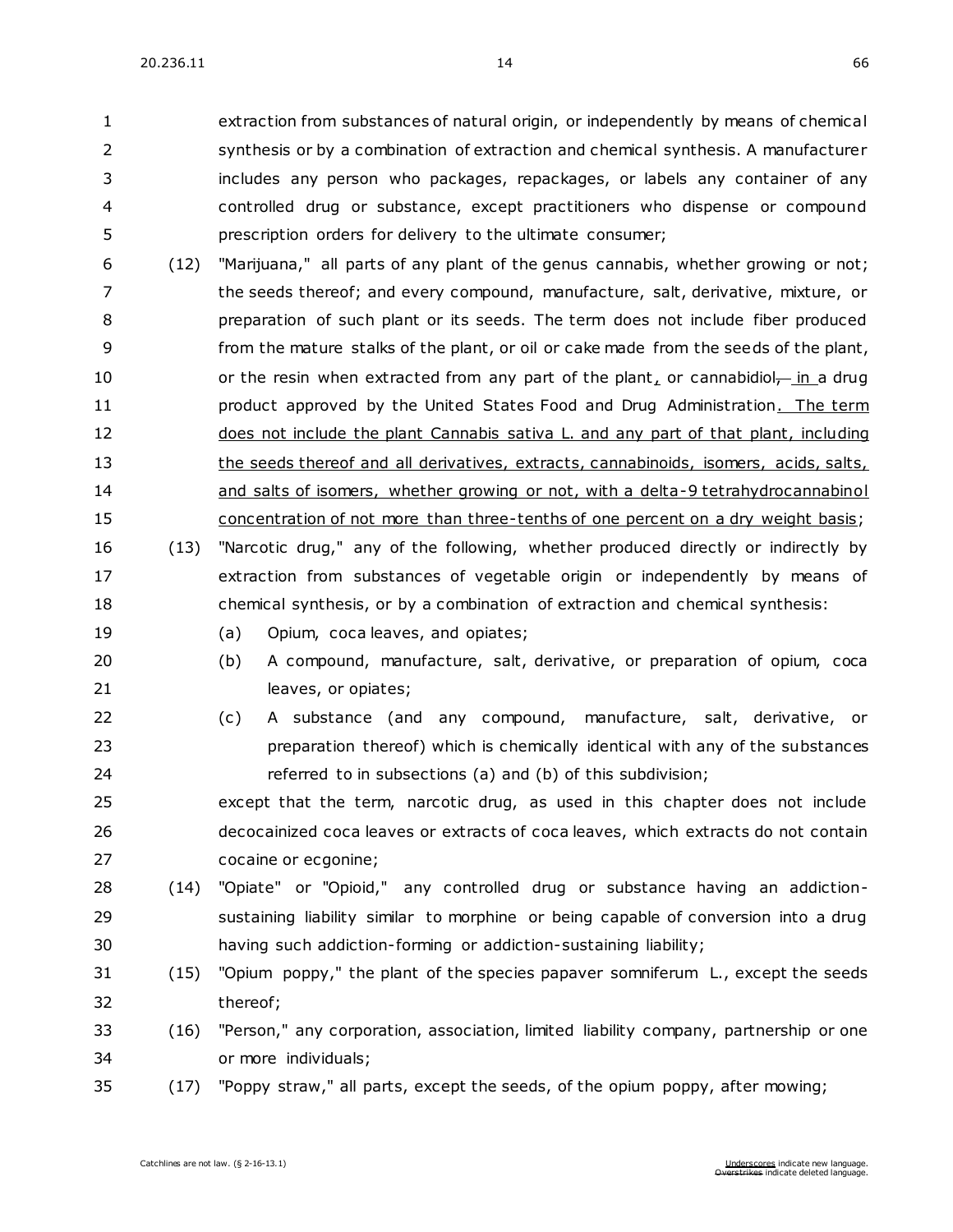extraction from substances of natural origin, or independently by means of chemical synthesis or by a combination of extraction and chemical synthesis. A manufacturer includes any person who packages, repackages, or labels any container of any controlled drug or substance, except practitioners who dispense or compound prescription orders for delivery to the ultimate consumer;

(12) "Marijuana," all parts of any plant of the genus cannabis, whether growing or not; the seeds thereof; and every compound, manufacture, salt, derivative, mixture, or preparation of such plant or its seeds. The term does not include fiber produced from the mature stalks of the plant, or oil or cake made from the seeds of the plant, or the resin when extracted from any part of the plant<u>,</u> or cannabidiol~~,~~ <u>in</u> a drug product approved by the United States Food and Drug Administration<u>. The term does not include the plant Cannabis sativa L. and any part of that plant, including the seeds thereof and all derivatives, extracts, cannabinoids, isomers, acids, salts, and salts of isomers, whether growing or not, with a delta-9 tetrahydrocannabinol concentration of not more than three-tenths of one percent on a dry weight basis</u>;

(13) "Narcotic drug," any of the following, whether produced directly or indirectly by extraction from substances of vegetable origin or independently by means of chemical synthesis, or by a combination of extraction and chemical synthesis:

(a) Opium, coca leaves, and opiates;

(b) A compound, manufacture, salt, derivative, or preparation of opium, coca leaves, or opiates;

(c) A substance (and any compound, manufacture, salt, derivative, or preparation thereof) which is chemically identical with any of the substances referred to in subsections (a) and (b) of this subdivision;

except that the term, narcotic drug, as used in this chapter does not include decocainized coca leaves or extracts of coca leaves, which extracts do not contain cocaine or ecgonine;

(14) "Opiate" or "Opioid," any controlled drug or substance having an addiction-sustaining liability similar to morphine or being capable of conversion into a drug having such addiction-forming or addiction-sustaining liability;

(15) "Opium poppy," the plant of the species papaver somniferum L., except the seeds thereof;

(16) "Person," any corporation, association, limited liability company, partnership or one or more individuals;

(17) "Poppy straw," all parts, except the seeds, of the opium poppy, after mowing;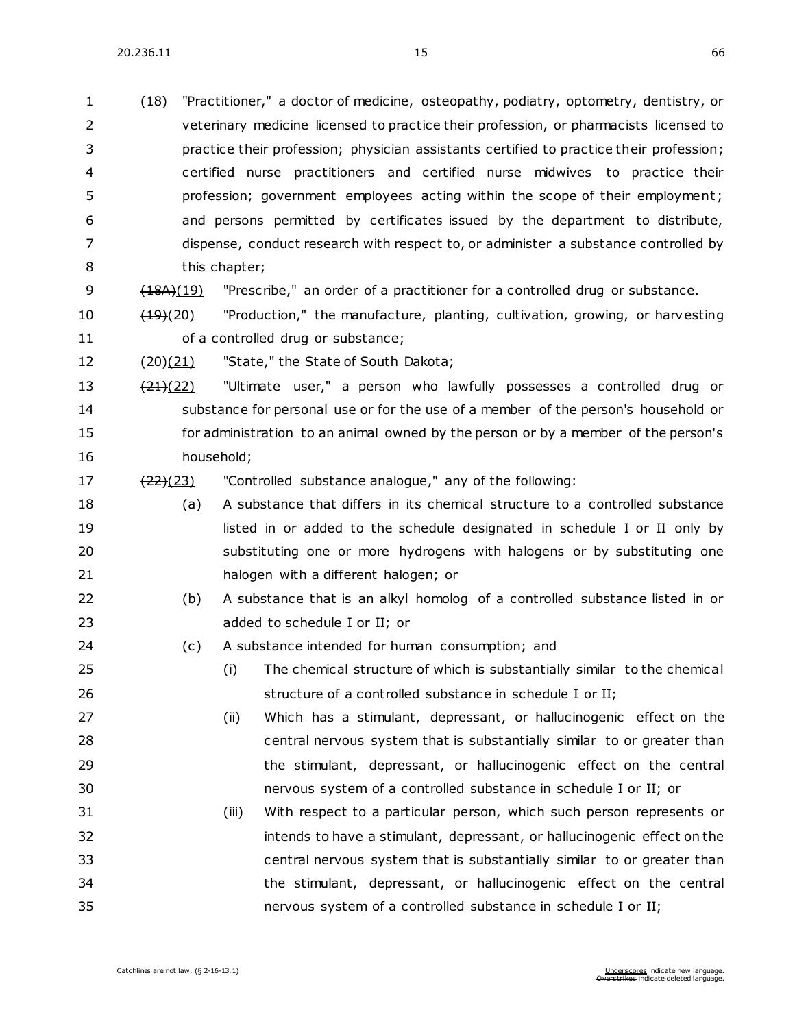(18) "Practitioner," a doctor of medicine, osteopathy, podiatry, optometry, dentistry, or veterinary medicine licensed to practice their profession, or pharmacists licensed to practice their profession; physician assistants certified to practice their profession; certified nurse practitioners and certified nurse midwives to practice their profession; government employees acting within the scope of their employment; and persons permitted by certificates issued by the department to distribute, dispense, conduct research with respect to, or administer a substance controlled by this chapter;

~~(18A)~~(19) "Prescribe," an order of a practitioner for a controlled drug or substance.

~~(19)~~(20) "Production," the manufacture, planting, cultivation, growing, or harvesting of a controlled drug or substance;

~~(20)~~(21) "State," the State of South Dakota;

~~(21)~~(22) "Ultimate user," a person who lawfully possesses a controlled drug or substance for personal use or for the use of a member of the person's household or for administration to an animal owned by the person or by a member of the person's household;

~~(22)~~(23) "Controlled substance analogue," any of the following:

(a) A substance that differs in its chemical structure to a controlled substance listed in or added to the schedule designated in schedule I or II only by substituting one or more hydrogens with halogens or by substituting one halogen with a different halogen; or

(b) A substance that is an alkyl homolog of a controlled substance listed in or added to schedule I or II; or

(c) A substance intended for human consumption; and

(i) The chemical structure of which is substantially similar to the chemical structure of a controlled substance in schedule I or II;

(ii) Which has a stimulant, depressant, or hallucinogenic effect on the central nervous system that is substantially similar to or greater than the stimulant, depressant, or hallucinogenic effect on the central nervous system of a controlled substance in schedule I or II; or

(iii) With respect to a particular person, which such person represents or intends to have a stimulant, depressant, or hallucinogenic effect on the central nervous system that is substantially similar to or greater than the stimulant, depressant, or hallucinogenic effect on the central nervous system of a controlled substance in schedule I or II;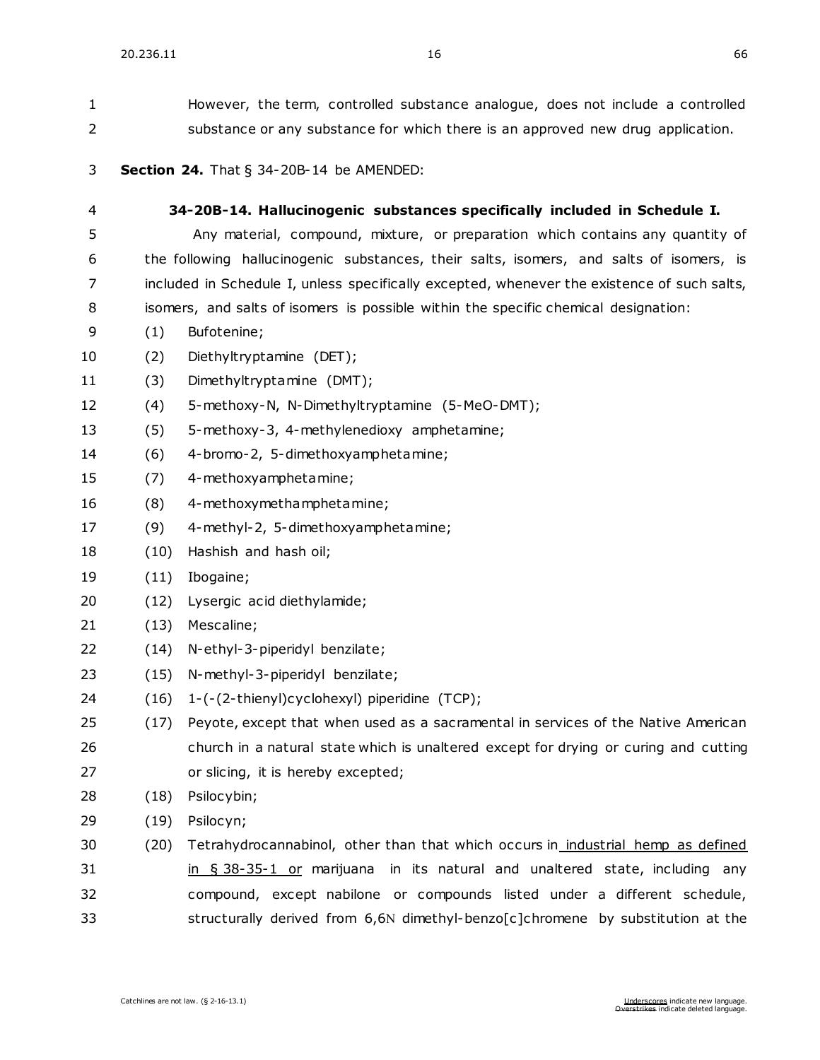However, the term, controlled substance analogue, does not include a controlled substance or any substance for which there is an approved new drug application.

**Section 24.** That § 34-20B-14 be AMENDED:

**34-20B-14. Hallucinogenic substances specifically included in Schedule I.**

Any material, compound, mixture, or preparation which contains any quantity of the following hallucinogenic substances, their salts, isomers, and salts of isomers, is included in Schedule I, unless specifically excepted, whenever the existence of such salts, isomers, and salts of isomers is possible within the specific chemical designation:

(1) Bufotenine;

(2) Diethyltryptamine (DET);

(3) Dimethyltryptamine (DMT);

(4) 5-methoxy-N, N-Dimethyltryptamine (5-MeO-DMT);

(5) 5-methoxy-3, 4-methylenedioxy amphetamine;

(6) 4-bromo-2, 5-dimethoxyamphetamine;

(7) 4-methoxyamphetamine;

(8) 4-methoxymethamphetamine;

(9) 4-methyl-2, 5-dimethoxyamphetamine;

(10) Hashish and hash oil;

(11) Ibogaine;

(12) Lysergic acid diethylamide;

(13) Mescaline;

(14) N-ethyl-3-piperidyl benzilate;

(15) N-methyl-3-piperidyl benzilate;

(16) 1-(-(2-thienyl)cyclohexyl) piperidine (TCP);

(17) Peyote, except that when used as a sacramental in services of the Native American church in a natural state which is unaltered except for drying or curing and cutting or slicing, it is hereby excepted;

(18) Psilocybin;

(19) Psilocyn;

(20) Tetrahydrocannabinol, other than that which occurs in <u>industrial hemp as defined in § 38-35-1 or</u> marijuana in its natural and unaltered state, including any compound, except nabilone or compounds listed under a different schedule, structurally derived from 6,6N dimethyl-benzo[c]chromene by substitution at the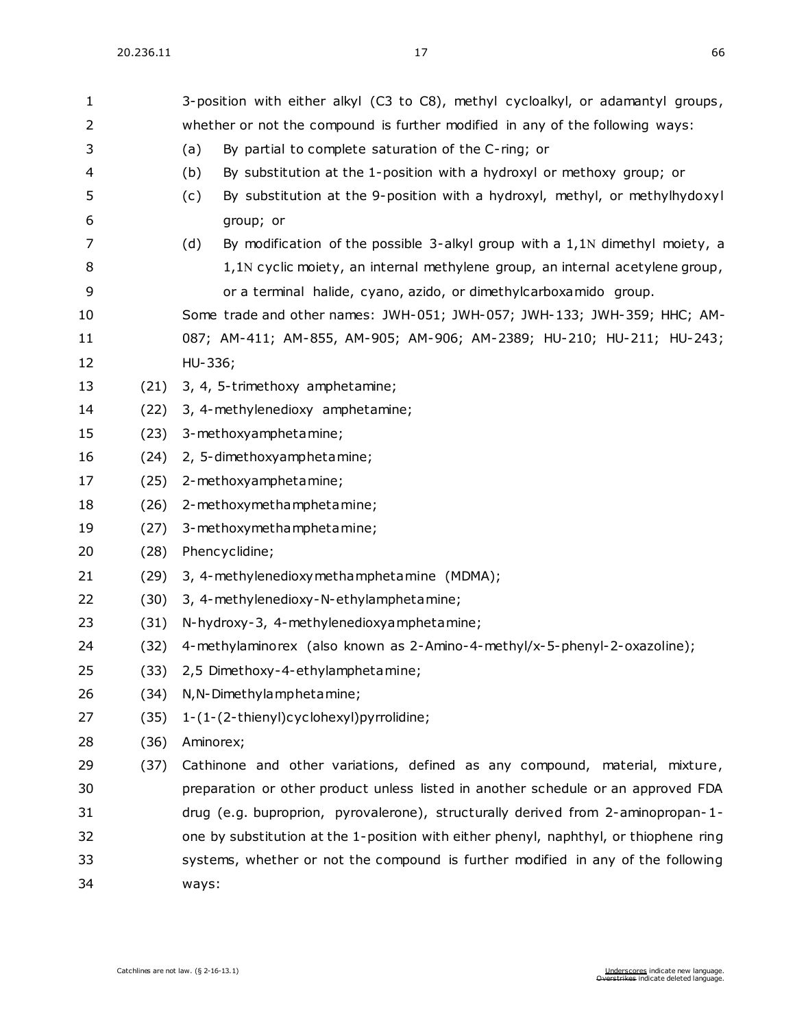3-position with either alkyl (C3 to C8), methyl cycloalkyl, or adamantyl groups, whether or not the compound is further modified in any of the following ways:

(a) By partial to complete saturation of the C-ring; or

(b) By substitution at the 1-position with a hydroxyl or methoxy group; or

(c) By substitution at the 9-position with a hydroxyl, methyl, or methylhydoxyl group; or

(d) By modification of the possible 3-alkyl group with a 1,1N dimethyl moiety, a 1,1N cyclic moiety, an internal methylene group, an internal acetylene group, or a terminal halide, cyano, azido, or dimethylcarboxamido group.

Some trade and other names: JWH-051; JWH-057; JWH-133; JWH-359; HHC; AM-087; AM-411; AM-855, AM-905; AM-906; AM-2389; HU-210; HU-211; HU-243; HU-336;

(21) 3, 4, 5-trimethoxy amphetamine;

(22) 3, 4-methylenedioxy amphetamine;

(23) 3-methoxyamphetamine;

(24) 2, 5-dimethoxyamphetamine;

(25) 2-methoxyamphetamine;

(26) 2-methoxymethamphetamine;

(27) 3-methoxymethamphetamine;

(28) Phencyclidine;

(29) 3, 4-methylenedioxymethamphetamine (MDMA);

(30) 3, 4-methylenedioxy-N-ethylamphetamine;

(31) N-hydroxy-3, 4-methylenedioxyamphetamine;

(32) 4-methylaminorex (also known as 2-Amino-4-methyl/x-5-phenyl-2-oxazoline);

(33) 2,5 Dimethoxy-4-ethylamphetamine;

(34) N,N-Dimethylamphetamine;

(35) 1-(1-(2-thienyl)cyclohexyl)pyrrolidine;

(36) Aminorex;

(37) Cathinone and other variations, defined as any compound, material, mixture, preparation or other product unless listed in another schedule or an approved FDA drug (e.g. buproprion, pyrovalerone), structurally derived from 2-aminopropan-1-one by substitution at the 1-position with either phenyl, naphthyl, or thiophene ring systems, whether or not the compound is further modified in any of the following ways: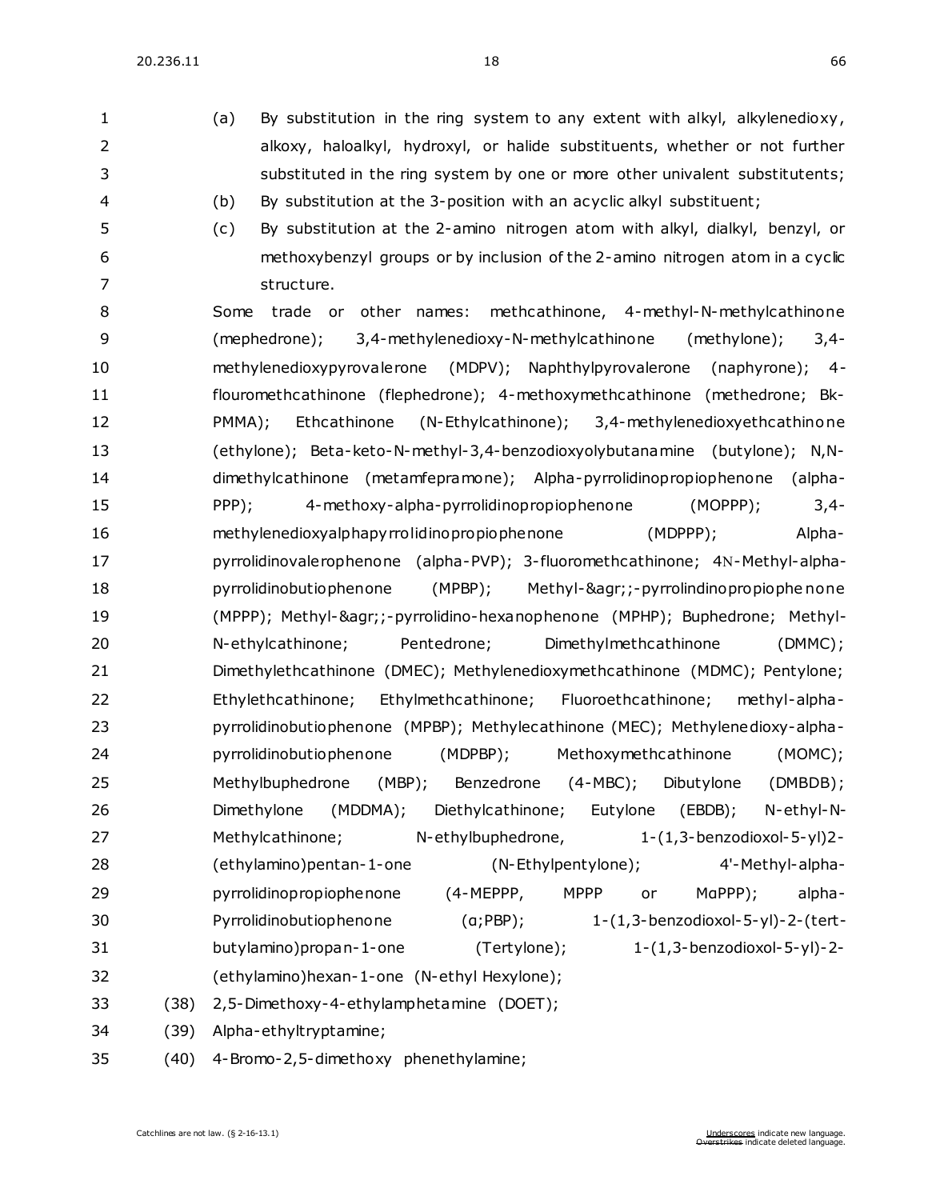(a) By substitution in the ring system to any extent with alkyl, alkylenedioxy, alkoxy, haloalkyl, hydroxyl, or halide substituents, whether or not further substituted in the ring system by one or more other univalent substitutents;

(b) By substitution at the 3-position with an acyclic alkyl substituent;

(c) By substitution at the 2-amino nitrogen atom with alkyl, dialkyl, benzyl, or methoxybenzyl groups or by inclusion of the 2-amino nitrogen atom in a cyclic structure.

Some trade or other names: methcathinone, 4-methyl-N-methylcathinone (mephedrone); 3,4-methylenedioxy-N-methylcathinone (methylone); 3,4-methylenedioxypyrovalerone (MDPV); Naphthylpyrovalerone (naphyrone); 4-flouromethcathinone (flephedrone); 4-methoxymethcathinone (methedrone; Bk-PMMA); Ethcathinone (N-Ethylcathinone); 3,4-methylenedioxyethcathinone (ethylone); Beta-keto-N-methyl-3,4-benzodioxyolybutanamine (butylone); N,N-dimethylcathinone (metamfepramone); Alpha-pyrrolidinopropiophenone (alpha-PPP); 4-methoxy-alpha-pyrrolidinopropiophenone (MOPPP); 3,4-methylenedioxyalphapyrrolidinopropiophenone (MDPPP); Alpha-pyrrolidinovalerophenone (alpha-PVP); 3-fluoromethcathinone; 4N-Methyl-alpha-pyrrolidinobutiophenone (MPBP); Methyl-&agr;;-pyrrolindinopropiophenone (MPPP); Methyl-&agr;;-pyrrolidino-hexanophenone (MPHP); Buphedrone; Methyl-N-ethylcathinone; Pentedrone; Dimethylmethcathinone (DMMC); Dimethylethcathinone (DMEC); Methylenedioxymethcathinone (MDMC); Pentylone; Ethylethcathinone; Ethylmethcathinone; Fluoroethcathinone; methyl-alpha-pyrrolidinobutiophenone (MPBP); Methylecathinone (MEC); Methylenedioxy-alpha-pyrrolidinobutiophenone (MDPBP); Methoxymethcathinone (MOMC); Methylbuphedrone (MBP); Benzedrone (4-MBC); Dibutylone (DMBDB); Dimethylone (MDDMA); Diethylcathinone; Eutylone (EBDB); N-ethyl-N-Methylcathinone; N-ethylbuphedrone, 1-(1,3-benzodioxol-5-yl)2-(ethylamino)pentan-1-one (N-Ethylpentylone); 4'-Methyl-alpha-pyrrolidinopropiophenone (4-MEPPP, MPPP or MαPPP); alpha-Pyrrolidinobutiophenone (α;PBP); 1-(1,3-benzodioxol-5-yl)-2-(tert-butylamino)propan-1-one (Tertylone); 1-(1,3-benzodioxol-5-yl)-2-(ethylamino)hexan-1-one (N-ethyl Hexylone);

(38) 2,5-Dimethoxy-4-ethylamphetamine (DOET);

(39) Alpha-ethyltryptamine;

(40) 4-Bromo-2,5-dimethoxy phenethylamine;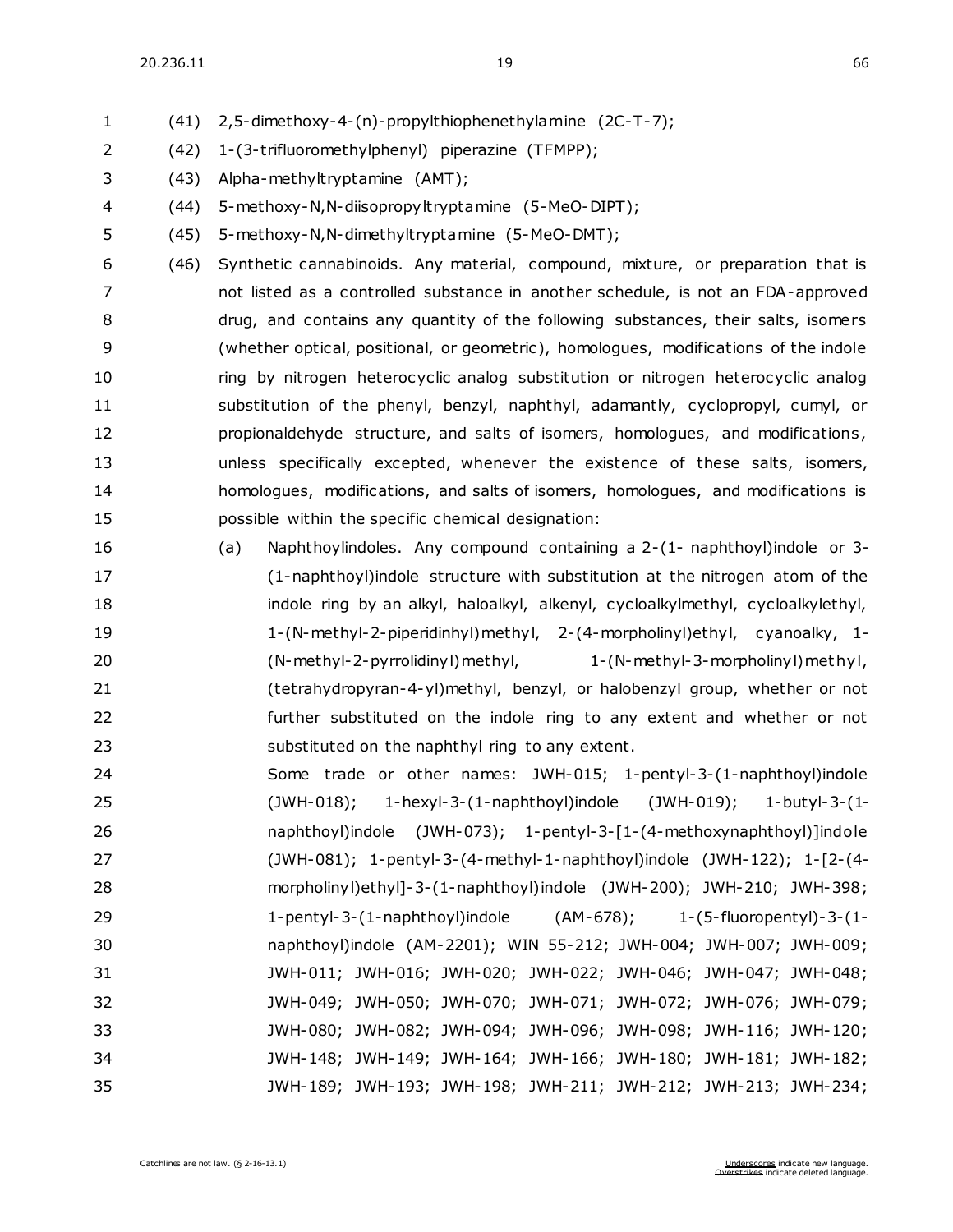(41) 2,5-dimethoxy-4-(n)-propylthiophenethylamine (2C-T-7);

(42) 1-(3-trifluoromethylphenyl) piperazine (TFMPP);

(43) Alpha-methyltryptamine (AMT);

(44) 5-methoxy-N,N-diisopropyltryptamine (5-MeO-DIPT);

(45) 5-methoxy-N,N-dimethyltryptamine (5-MeO-DMT);

(46) Synthetic cannabinoids. Any material, compound, mixture, or preparation that is not listed as a controlled substance in another schedule, is not an FDA-approved drug, and contains any quantity of the following substances, their salts, isomers (whether optical, positional, or geometric), homologues, modifications of the indole ring by nitrogen heterocyclic analog substitution or nitrogen heterocyclic analog substitution of the phenyl, benzyl, naphthyl, adamantly, cyclopropyl, cumyl, or propionaldehyde structure, and salts of isomers, homologues, and modifications, unless specifically excepted, whenever the existence of these salts, isomers, homologues, modifications, and salts of isomers, homologues, and modifications is possible within the specific chemical designation:

(a) Naphthoylindoles. Any compound containing a 2-(1- naphthoyl)indole or 3-(1-naphthoyl)indole structure with substitution at the nitrogen atom of the indole ring by an alkyl, haloalkyl, alkenyl, cycloalkylmethyl, cycloalkylethyl, 1-(N-methyl-2-piperidinhyl)methyl, 2-(4-morpholinyl)ethyl, cyanoalky, 1-(N-methyl-2-pyrrolidinyl)methyl, 1-(N-methyl-3-morpholinyl)methyl, (tetrahydropyran-4-yl)methyl, benzyl, or halobenzyl group, whether or not further substituted on the indole ring to any extent and whether or not substituted on the naphthyl ring to any extent.

Some trade or other names: JWH-015; 1-pentyl-3-(1-naphthoyl)indole (JWH-018); 1-hexyl-3-(1-naphthoyl)indole (JWH-019); 1-butyl-3-(1-naphthoyl)indole (JWH-073); 1-pentyl-3-[1-(4-methoxynaphthoyl)]indole (JWH-081); 1-pentyl-3-(4-methyl-1-naphthoyl)indole (JWH-122); 1-[2-(4-morpholinyl)ethyl]-3-(1-naphthoyl)indole (JWH-200); JWH-210; JWH-398; 1-pentyl-3-(1-naphthoyl)indole (AM-678); 1-(5-fluoropentyl)-3-(1-naphthoyl)indole (AM-2201); WIN 55-212; JWH-004; JWH-007; JWH-009; JWH-011; JWH-016; JWH-020; JWH-022; JWH-046; JWH-047; JWH-048; JWH-049; JWH-050; JWH-070; JWH-071; JWH-072; JWH-076; JWH-079; JWH-080; JWH-082; JWH-094; JWH-096; JWH-098; JWH-116; JWH-120; JWH-148; JWH-149; JWH-164; JWH-166; JWH-180; JWH-181; JWH-182; JWH-189; JWH-193; JWH-198; JWH-211; JWH-212; JWH-213; JWH-234;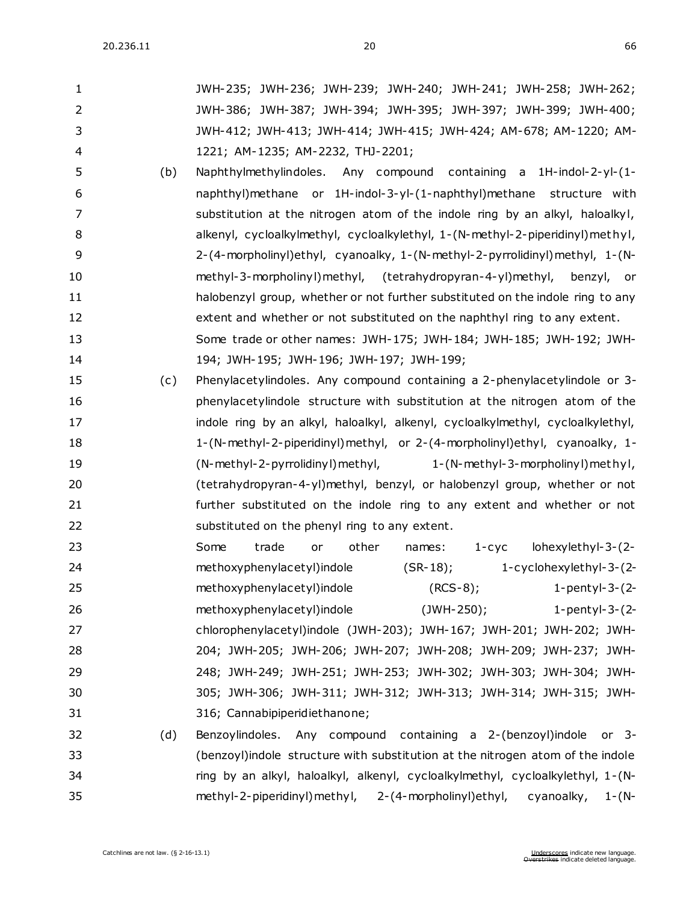JWH-235; JWH-236; JWH-239; JWH-240; JWH-241; JWH-258; JWH-262; JWH-386; JWH-387; JWH-394; JWH-395; JWH-397; JWH-399; JWH-400; JWH-412; JWH-413; JWH-414; JWH-415; JWH-424; AM-678; AM-1220; AM-1221; AM-1235; AM-2232, THJ-2201;

(b) Naphthylmethylindoles. Any compound containing a 1H-indol-2-yl-(1-naphthyl)methane or 1H-indol-3-yl-(1-naphthyl)methane structure with substitution at the nitrogen atom of the indole ring by an alkyl, haloalkyl, alkenyl, cycloalkylmethyl, cycloalkylethyl, 1-(N-methyl-2-piperidinyl)methyl, 2-(4-morpholinyl)ethyl, cyanoalky, 1-(N-methyl-2-pyrrolidinyl)methyl, 1-(N-methyl-3-morpholinyl)methyl, (tetrahydropyran-4-yl)methyl, benzyl, or halobenzyl group, whether or not further substituted on the indole ring to any extent and whether or not substituted on the naphthyl ring to any extent.

Some trade or other names: JWH-175; JWH-184; JWH-185; JWH-192; JWH-194; JWH-195; JWH-196; JWH-197; JWH-199;

(c) Phenylacetylindoles. Any compound containing a 2-phenylacetylindole or 3-phenylacetylindole structure with substitution at the nitrogen atom of the indole ring by an alkyl, haloalkyl, alkenyl, cycloalkylmethyl, cycloalkylethyl, 1-(N-methyl-2-piperidinyl)methyl, or 2-(4-morpholinyl)ethyl, cyanoalky, 1-(N-methyl-2-pyrrolidinyl)methyl, 1-(N-methyl-3-morpholinyl)methyl, (tetrahydropyran-4-yl)methyl, benzyl, or halobenzyl group, whether or not further substituted on the indole ring to any extent and whether or not substituted on the phenyl ring to any extent.

Some trade or other names: 1-cyc lohexylethyl-3-(2-methoxyphenylacetyl)indole (SR-18); 1-cyclohexylethyl-3-(2-methoxyphenylacetyl)indole (RCS-8); 1-pentyl-3-(2-methoxyphenylacetyl)indole (JWH-250); 1-pentyl-3-(2-chlorophenylacetyl)indole (JWH-203); JWH-167; JWH-201; JWH-202; JWH-204; JWH-205; JWH-206; JWH-207; JWH-208; JWH-209; JWH-237; JWH-248; JWH-249; JWH-251; JWH-253; JWH-302; JWH-303; JWH-304; JWH-305; JWH-306; JWH-311; JWH-312; JWH-313; JWH-314; JWH-315; JWH-316; Cannabipiperidiethanone;

(d) Benzoylindoles. Any compound containing a 2-(benzoyl)indole or 3-(benzoyl)indole structure with substitution at the nitrogen atom of the indole ring by an alkyl, haloalkyl, alkenyl, cycloalkylmethyl, cycloalkylethyl, 1-(N-methyl-2-piperidinyl)methyl, 2-(4-morpholinyl)ethyl, cyanoalky, 1-(N-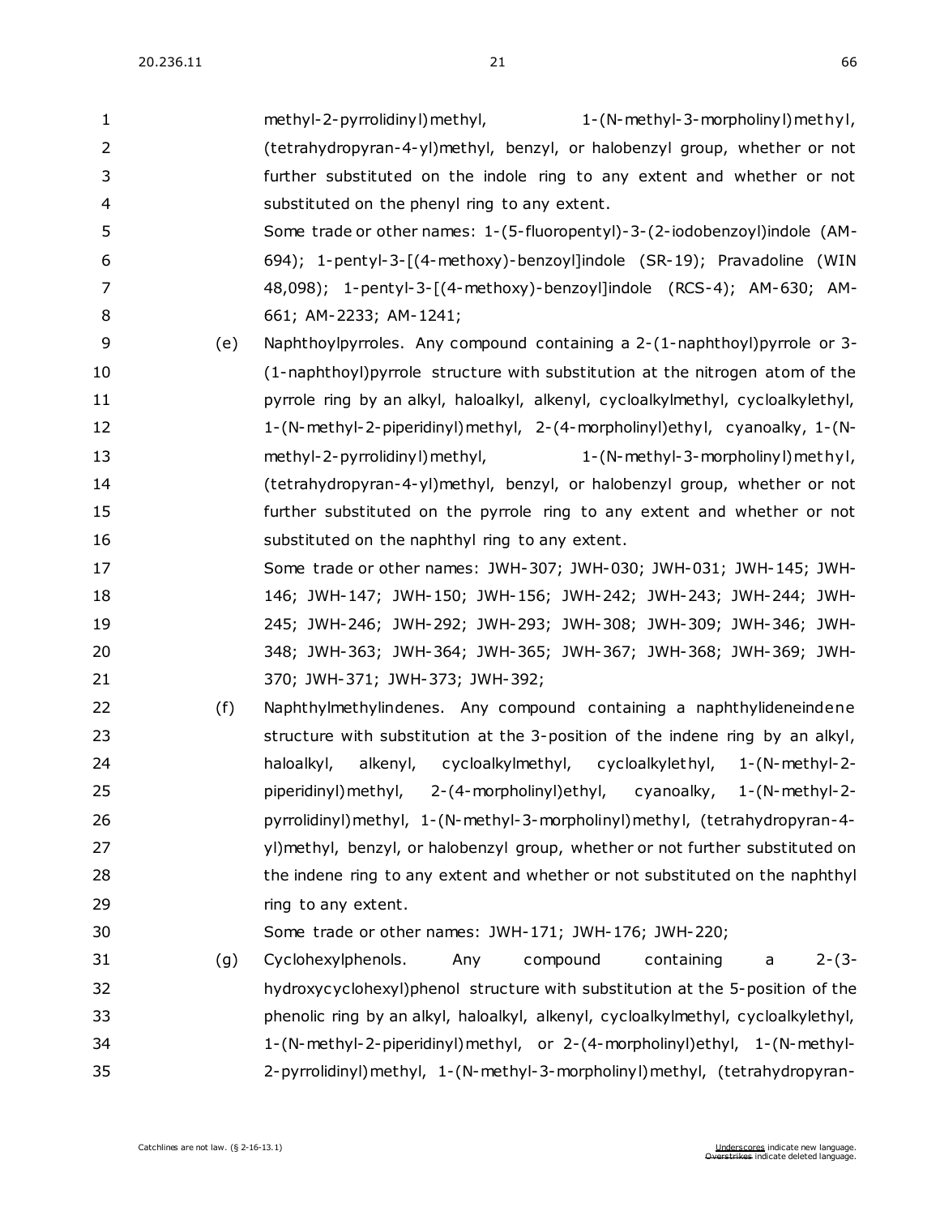methyl-2-pyrrolidinyl)methyl, 1-(N-methyl-3-morpholinyl)methyl, (tetrahydropyran-4-yl)methyl, benzyl, or halobenzyl group, whether or not further substituted on the indole ring to any extent and whether or not substituted on the phenyl ring to any extent.

Some trade or other names: 1-(5-fluoropentyl)-3-(2-iodobenzoyl)indole (AM-694); 1-pentyl-3-[(4-methoxy)-benzoyl]indole (SR-19); Pravadoline (WIN 48,098); 1-pentyl-3-[(4-methoxy)-benzoyl]indole (RCS-4); AM-630; AM-661; AM-2233; AM-1241;

(e) Naphthoylpyrroles. Any compound containing a 2-(1-naphthoyl)pyrrole or 3-(1-naphthoyl)pyrrole structure with substitution at the nitrogen atom of the pyrrole ring by an alkyl, haloalkyl, alkenyl, cycloalkylmethyl, cycloalkylethyl, 1-(N-methyl-2-piperidinyl)methyl, 2-(4-morpholinyl)ethyl, cyanoalky, 1-(N-methyl-2-pyrrolidinyl)methyl, 1-(N-methyl-3-morpholinyl)methyl, (tetrahydropyran-4-yl)methyl, benzyl, or halobenzyl group, whether or not further substituted on the pyrrole ring to any extent and whether or not substituted on the naphthyl ring to any extent.

Some trade or other names: JWH-307; JWH-030; JWH-031; JWH-145; JWH-146; JWH-147; JWH-150; JWH-156; JWH-242; JWH-243; JWH-244; JWH-245; JWH-246; JWH-292; JWH-293; JWH-308; JWH-309; JWH-346; JWH-348; JWH-363; JWH-364; JWH-365; JWH-367; JWH-368; JWH-369; JWH-370; JWH-371; JWH-373; JWH-392;

(f) Naphthylmethylindenes. Any compound containing a naphthylideneindene structure with substitution at the 3-position of the indene ring by an alkyl, haloalkyl, alkenyl, cycloalkylmethyl, cycloalkylethyl, 1-(N-methyl-2-piperidinyl)methyl, 2-(4-morpholinyl)ethyl, cyanoalky, 1-(N-methyl-2-pyrrolidinyl)methyl, 1-(N-methyl-3-morpholinyl)methyl, (tetrahydropyran-4-yl)methyl, benzyl, or halobenzyl group, whether or not further substituted on the indene ring to any extent and whether or not substituted on the naphthyl ring to any extent.

Some trade or other names: JWH-171; JWH-176; JWH-220;

(g) Cyclohexylphenols. Any compound containing a 2-(3-hydroxycyclohexyl)phenol structure with substitution at the 5-position of the phenolic ring by an alkyl, haloalkyl, alkenyl, cycloalkylmethyl, cycloalkylethyl, 1-(N-methyl-2-piperidinyl)methyl, or 2-(4-morpholinyl)ethyl, 1-(N-methyl-2-pyrrolidinyl)methyl, 1-(N-methyl-3-morpholinyl)methyl, (tetrahydropyran-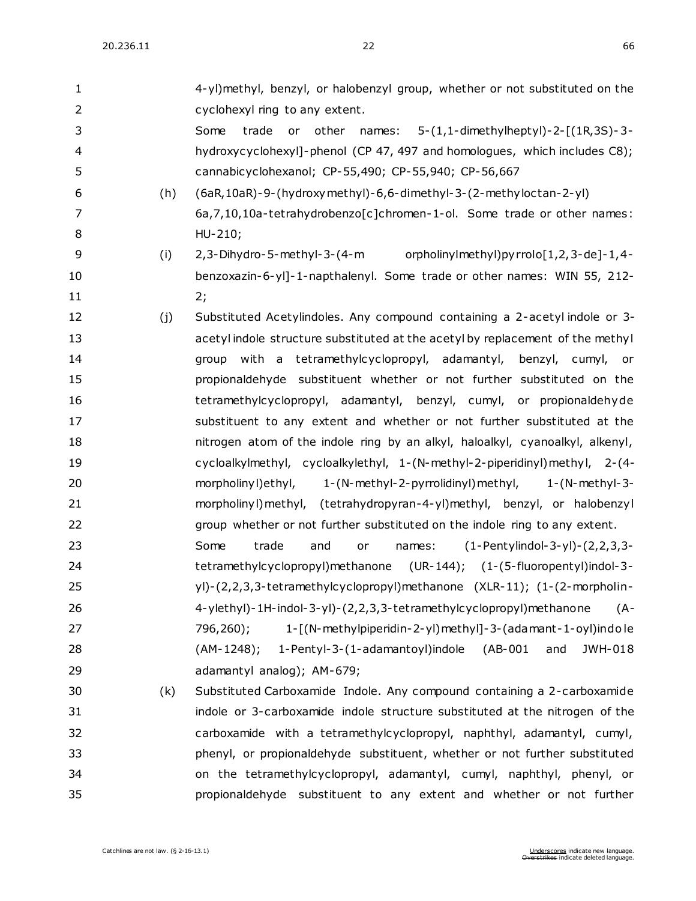4-yl)methyl, benzyl, or halobenzyl group, whether or not substituted on the cyclohexyl ring to any extent.

Some trade or other names: 5-(1,1-dimethylheptyl)-2-[(1R,3S)-3-hydroxycyclohexyl]-phenol (CP 47, 497 and homologues, which includes C8); cannabicyclohexanol; CP-55,490; CP-55,940; CP-56,667

(h) (6aR,10aR)-9-(hydroxymethyl)-6,6-dimethyl-3-(2-methyloctan-2-yl) 6a,7,10,10a-tetrahydrobenzo[c]chromen-1-ol. Some trade or other names: HU-210;

(i) 2,3-Dihydro-5-methyl-3-(4-m orpholinylmethyl)pyrrolo[1,2,3-de]-1,4-benzoxazin-6-yl]-1-napthalenyl. Some trade or other names: WIN 55, 212-2;

(j) Substituted Acetylindoles. Any compound containing a 2-acetyl indole or 3-acetyl indole structure substituted at the acetyl by replacement of the methyl group with a tetramethylcyclopropyl, adamantyl, benzyl, cumyl, or propionaldehyde substituent whether or not further substituted on the tetramethylcyclopropyl, adamantyl, benzyl, cumyl, or propionaldehyde substituent to any extent and whether or not further substituted at the nitrogen atom of the indole ring by an alkyl, haloalkyl, cyanoalkyl, alkenyl, cycloalkylmethyl, cycloalkylethyl, 1-(N-methyl-2-piperidinyl)methyl, 2-(4-morpholinyl)ethyl, 1-(N-methyl-2-pyrrolidinyl)methyl, 1-(N-methyl-3-morpholinyl)methyl, (tetrahydropyran-4-yl)methyl, benzyl, or halobenzyl group whether or not further substituted on the indole ring to any extent.

Some trade and or names: (1-Pentylindol-3-yl)-(2,2,3,3-tetramethylcyclopropyl)methanone (UR-144); (1-(5-fluoropentyl)indol-3-yl)-(2,2,3,3-tetramethylcyclopropyl)methanone (XLR-11); (1-(2-morpholin-4-ylethyl)-1H-indol-3-yl)-(2,2,3,3-tetramethylcyclopropyl)methanone (A-796,260); 1-[(N-methylpiperidin-2-yl)methyl]-3-(adamant-1-oyl)indole (AM-1248); 1-Pentyl-3-(1-adamantoyl)indole (AB-001 and JWH-018 adamantyl analog); AM-679;

(k) Substituted Carboxamide Indole. Any compound containing a 2-carboxamide indole or 3-carboxamide indole structure substituted at the nitrogen of the carboxamide with a tetramethylcyclopropyl, naphthyl, adamantyl, cumyl, phenyl, or propionaldehyde substituent, whether or not further substituted on the tetramethylcyclopropyl, adamantyl, cumyl, naphthyl, phenyl, or propionaldehyde substituent to any extent and whether or not further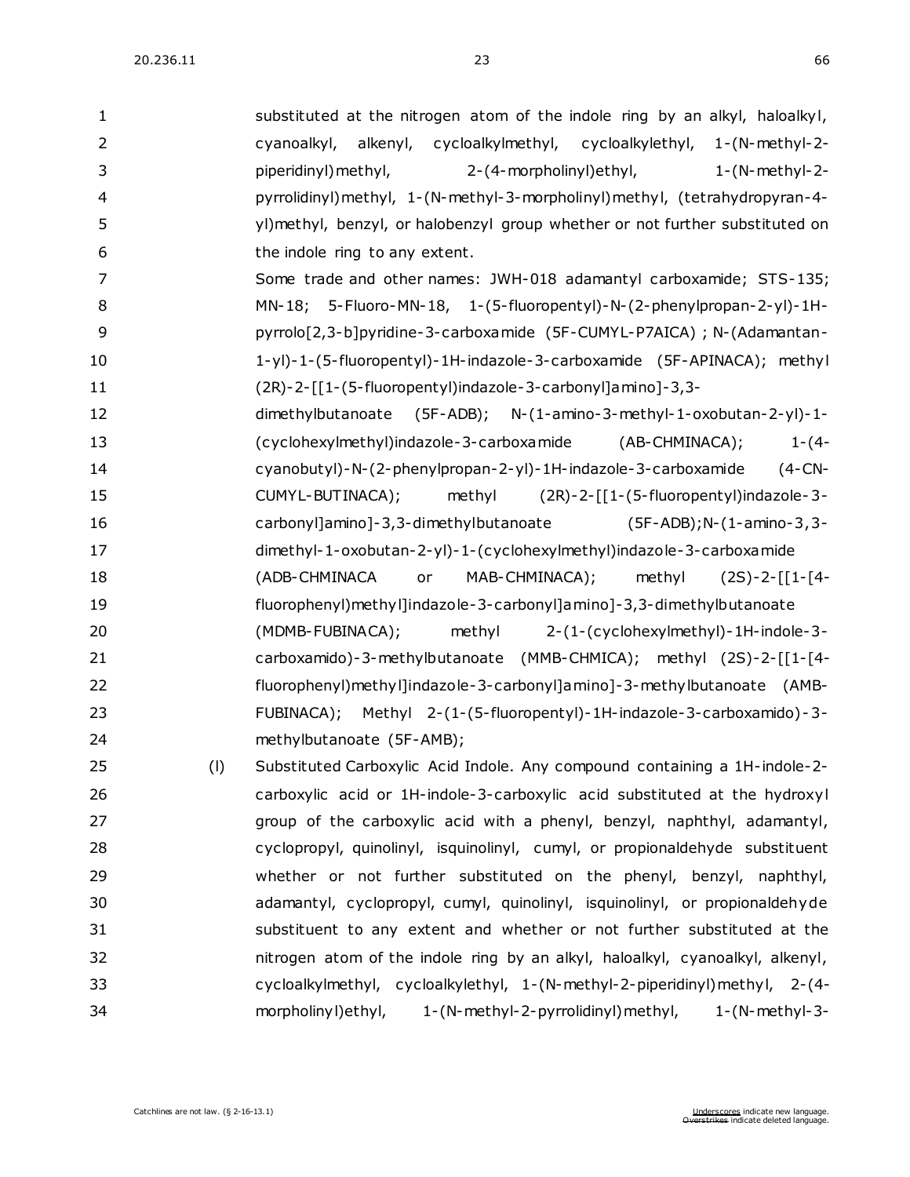substituted at the nitrogen atom of the indole ring by an alkyl, haloalkyl, cyanoalkyl, alkenyl, cycloalkylmethyl, cycloalkylethyl, 1-(N-methyl-2-piperidinyl)methyl, 2-(4-morpholinyl)ethyl, 1-(N-methyl-2-pyrrolidinyl)methyl, 1-(N-methyl-3-morpholinyl)methyl, (tetrahydropyran-4-yl)methyl, benzyl, or halobenzyl group whether or not further substituted on the indole ring to any extent.

Some trade and other names: JWH-018 adamantyl carboxamide; STS-135; MN-18; 5-Fluoro-MN-18, 1-(5-fluoropentyl)-N-(2-phenylpropan-2-yl)-1H-pyrrolo[2,3-b]pyridine-3-carboxamide (5F-CUMYL-P7AICA) ; N-(Adamantan-1-yl)-1-(5-fluoropentyl)-1H-indazole-3-carboxamide (5F-APINACA); methyl (2R)-2-[[1-(5-fluoropentyl)indazole-3-carbonyl]amino]-3,3-dimethylbutanoate (5F-ADB); N-(1-amino-3-methyl-1-oxobutan-2-yl)-1-(cyclohexylmethyl)indazole-3-carboxamide (AB-CHMINACA); 1-(4-cyanobutyl)-N-(2-phenylpropan-2-yl)-1H-indazole-3-carboxamide (4-CN-CUMYL-BUTINACA); methyl (2R)-2-[[1-(5-fluoropentyl)indazole-3-carbonyl]amino]-3,3-dimethylbutanoate (5F-ADB);N-(1-amino-3,3-dimethyl-1-oxobutan-2-yl)-1-(cyclohexylmethyl)indazole-3-carboxamide (ADB-CHMINACA or MAB-CHMINACA); methyl (2S)-2-[[1-[4-fluorophenyl)methyl]indazole-3-carbonyl]amino]-3,3-dimethylbutanoate (MDMB-FUBINACA); methyl 2-(1-(cyclohexylmethyl)-1H-indole-3-carboxamido)-3-methylbutanoate (MMB-CHMICA); methyl (2S)-2-[[1-[4-fluorophenyl)methyl]indazole-3-carbonyl]amino]-3-methylbutanoate (AMB-FUBINACA); Methyl 2-(1-(5-fluoropentyl)-1H-indazole-3-carboxamido)-3-methylbutanoate (5F-AMB);

(l) Substituted Carboxylic Acid Indole. Any compound containing a 1H-indole-2-carboxylic acid or 1H-indole-3-carboxylic acid substituted at the hydroxyl group of the carboxylic acid with a phenyl, benzyl, naphthyl, adamantyl, cyclopropyl, quinolinyl, isquinolinyl, cumyl, or propionaldehyde substituent whether or not further substituted on the phenyl, benzyl, naphthyl, adamantyl, cyclopropyl, cumyl, quinolinyl, isquinolinyl, or propionaldehyde substituent to any extent and whether or not further substituted at the nitrogen atom of the indole ring by an alkyl, haloalkyl, cyanoalkyl, alkenyl, cycloalkylmethyl, cycloalkylethyl, 1-(N-methyl-2-piperidinyl)methyl, 2-(4-morpholinyl)ethyl, 1-(N-methyl-2-pyrrolidinyl)methyl, 1-(N-methyl-3-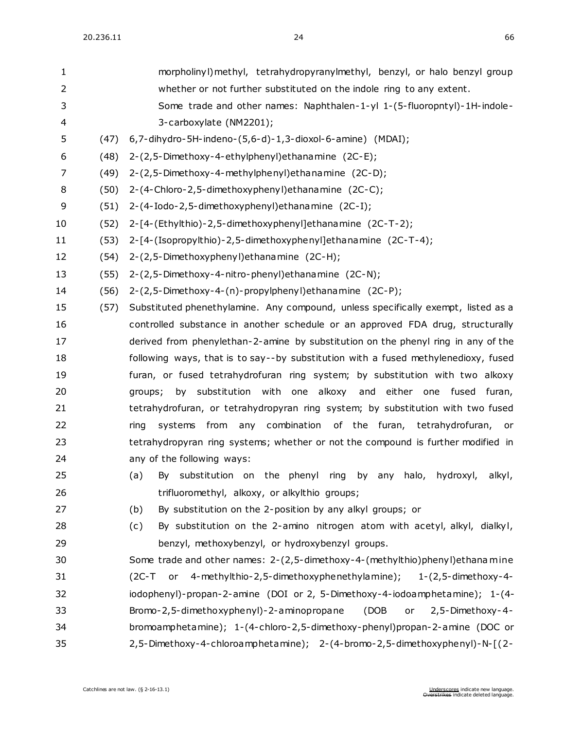morpholinyl)methyl, tetrahydropyranylmethyl, benzyl, or halo benzyl group whether or not further substituted on the indole ring to any extent.

Some trade and other names: Naphthalen-1-yl 1-(5-fluoropntyl)-1H-indole-3-carboxylate (NM2201);

(47) 6,7-dihydro-5H-indeno-(5,6-d)-1,3-dioxol-6-amine) (MDAI);

(48) 2-(2,5-Dimethoxy-4-ethylphenyl)ethanamine (2C-E);

(49) 2-(2,5-Dimethoxy-4-methylphenyl)ethanamine (2C-D);

(50) 2-(4-Chloro-2,5-dimethoxyphenyl)ethanamine (2C-C);

(51) 2-(4-Iodo-2,5-dimethoxyphenyl)ethanamine (2C-I);

(52) 2-[4-(Ethylthio)-2,5-dimethoxyphenyl]ethanamine (2C-T-2);

(53) 2-[4-(Isopropylthio)-2,5-dimethoxyphenyl]ethanamine (2C-T-4);

(54) 2-(2,5-Dimethoxyphenyl)ethanamine (2C-H);

(55) 2-(2,5-Dimethoxy-4-nitro-phenyl)ethanamine (2C-N);

(56) 2-(2,5-Dimethoxy-4-(n)-propylphenyl)ethanamine (2C-P);

(57) Substituted phenethylamine. Any compound, unless specifically exempt, listed as a controlled substance in another schedule or an approved FDA drug, structurally derived from phenylethan-2-amine by substitution on the phenyl ring in any of the following ways, that is to say--by substitution with a fused methylenedioxy, fused furan, or fused tetrahydrofuran ring system; by substitution with two alkoxy groups; by substitution with one alkoxy and either one fused furan, tetrahydrofuran, or tetrahydropyran ring system; by substitution with two fused ring systems from any combination of the furan, tetrahydrofuran, or tetrahydropyran ring systems; whether or not the compound is further modified in any of the following ways:

(a) By substitution on the phenyl ring by any halo, hydroxyl, alkyl, trifluoromethyl, alkoxy, or alkylthio groups;

(b) By substitution on the 2-position by any alkyl groups; or

(c) By substitution on the 2-amino nitrogen atom with acetyl, alkyl, dialkyl, benzyl, methoxybenzyl, or hydroxybenzyl groups.

Some trade and other names: 2-(2,5-dimethoxy-4-(methylthio)phenyl)ethanamine (2C-T or 4-methylthio-2,5-dimethoxyphenethylamine); 1-(2,5-dimethoxy-4-iodophenyl)-propan-2-amine (DOI or 2, 5-Dimethoxy-4-iodoamphetamine); 1-(4-Bromo-2,5-dimethoxyphenyl)-2-aminopropane (DOB or 2,5-Dimethoxy-4-bromoamphetamine); 1-(4-chloro-2,5-dimethoxy-phenyl)propan-2-amine (DOC or 2,5-Dimethoxy-4-chloroamphetamine); 2-(4-bromo-2,5-dimethoxyphenyl)-N-[(2-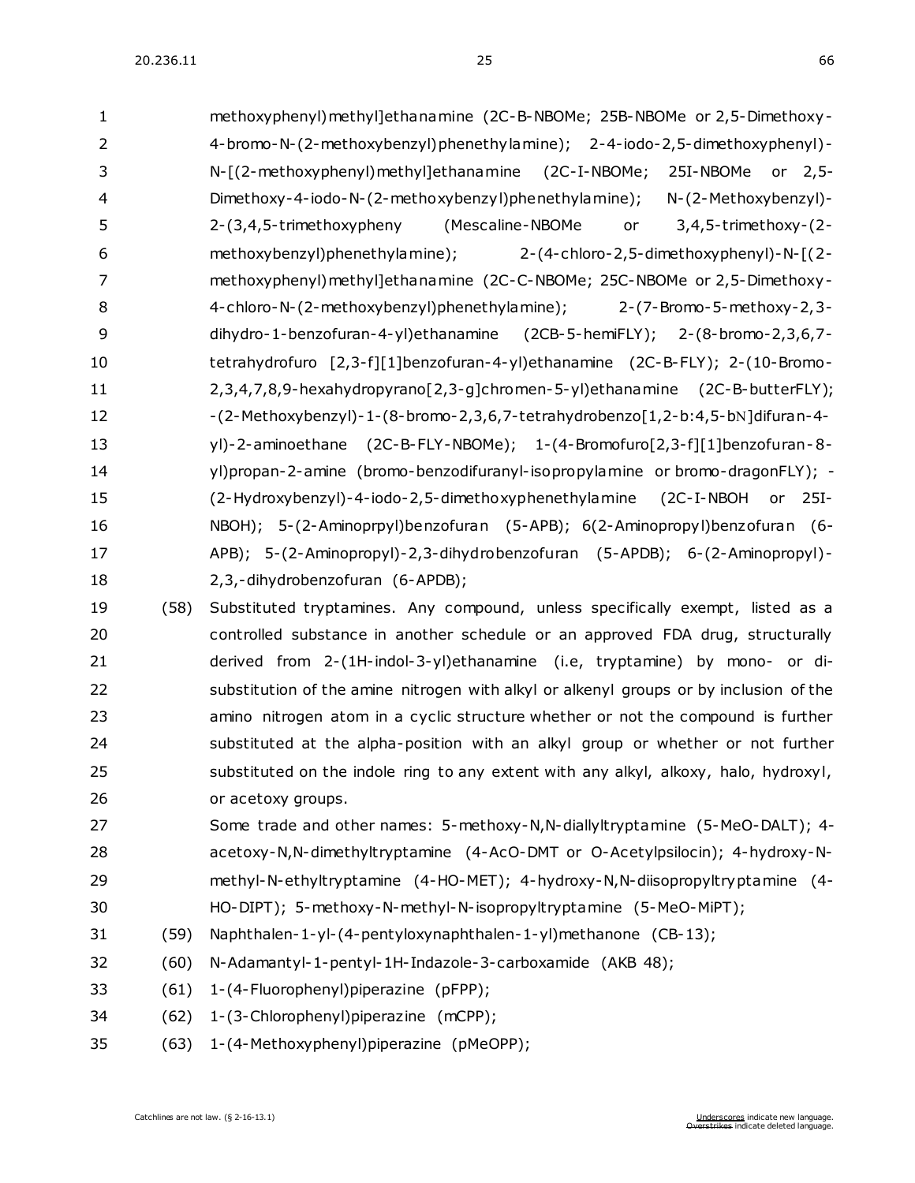methoxyphenyl)methyl]ethanamine (2C-B-NBOMe; 25B-NBOMe or 2,5-Dimethoxy-4-bromo-N-(2-methoxybenzyl)phenethylamine); 2-4-iodo-2,5-dimethoxyphenyl)-N-[(2-methoxyphenyl)methyl]ethanamine (2C-I-NBOMe; 25I-NBOMe or 2,5-Dimethoxy-4-iodo-N-(2-methoxybenzyl)phenethylamine); N-(2-Methoxybenzyl)-2-(3,4,5-trimethoxypheny (Mescaline-NBOMe or 3,4,5-trimethoxy-(2-methoxybenzyl)phenethylamine); 2-(4-chloro-2,5-dimethoxyphenyl)-N-[(2-methoxyphenyl)methyl]ethanamine (2C-C-NBOMe; 25C-NBOMe or 2,5-Dimethoxy-4-chloro-N-(2-methoxybenzyl)phenethylamine); 2-(7-Bromo-5-methoxy-2,3-dihydro-1-benzofuran-4-yl)ethanamine (2CB-5-hemiFLY); 2-(8-bromo-2,3,6,7-tetrahydrofuro [2,3-f][1]benzofuran-4-yl)ethanamine (2C-B-FLY); 2-(10-Bromo-2,3,4,7,8,9-hexahydropyrano[2,3-g]chromen-5-yl)ethanamine (2C-B-butterFLY); -(2-Methoxybenzyl)-1-(8-bromo-2,3,6,7-tetrahydrobenzo[1,2-b:4,5-bN]difuran-4-yl)-2-aminoethane (2C-B-FLY-NBOMe); 1-(4-Bromofuro[2,3-f][1]benzofuran-8-yl)propan-2-amine (bromo-benzodifuranyl-isopropylamine or bromo-dragonFLY); -(2-Hydroxybenzyl)-4-iodo-2,5-dimethoxyphenethylamine (2C-I-NBOH or 25I-NBOH); 5-(2-Aminoprpyl)benzofuran (5-APB); 6(2-Aminopropyl)benzofuran (6-APB); 5-(2-Aminopropyl)-2,3-dihydrobenzofuran (5-APDB); 6-(2-Aminopropyl)-2,3,-dihydrobenzofuran (6-APDB);

(58) Substituted tryptamines. Any compound, unless specifically exempt, listed as a controlled substance in another schedule or an approved FDA drug, structurally derived from 2-(1H-indol-3-yl)ethanamine (i.e, tryptamine) by mono- or di-substitution of the amine nitrogen with alkyl or alkenyl groups or by inclusion of the amino nitrogen atom in a cyclic structure whether or not the compound is further substituted at the alpha-position with an alkyl group or whether or not further substituted on the indole ring to any extent with any alkyl, alkoxy, halo, hydroxyl, or acetoxy groups.

Some trade and other names: 5-methoxy-N,N-diallyltryptamine (5-MeO-DALT); 4-acetoxy-N,N-dimethyltryptamine (4-AcO-DMT or O-Acetylpsilocin); 4-hydroxy-N-methyl-N-ethyltryptamine (4-HO-MET); 4-hydroxy-N,N-diisopropyltryptamine (4-HO-DIPT); 5-methoxy-N-methyl-N-isopropyltryptamine (5-MeO-MiPT);

(59) Naphthalen-1-yl-(4-pentyloxynaphthalen-1-yl)methanone (CB-13);

(60) N-Adamantyl-1-pentyl-1H-Indazole-3-carboxamide (AKB 48);

(61) 1-(4-Fluorophenyl)piperazine (pFPP);

(62) 1-(3-Chlorophenyl)piperazine (mCPP);

(63) 1-(4-Methoxyphenyl)piperazine (pMeOPP);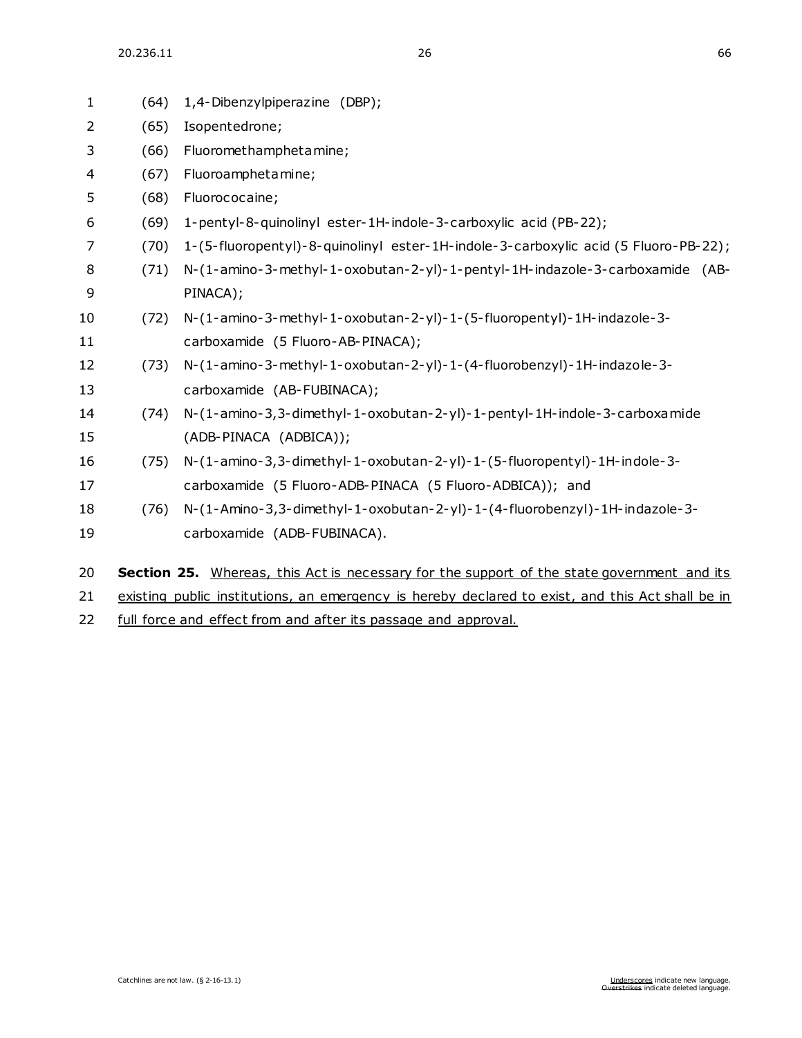(64) 1,4-Dibenzylpiperazine (DBP);

(65) Isopentedrone;

(66) Fluoromethamphetamine;

(67) Fluoroamphetamine;

(68) Fluorococaine;

(69) 1-pentyl-8-quinolinyl ester-1H-indole-3-carboxylic acid (PB-22);

(70) 1-(5-fluoropentyl)-8-quinolinyl ester-1H-indole-3-carboxylic acid (5 Fluoro-PB-22);

(71) N-(1-amino-3-methyl-1-oxobutan-2-yl)-1-pentyl-1H-indazole-3-carboxamide (AB-PINACA);

(72) N-(1-amino-3-methyl-1-oxobutan-2-yl)-1-(5-fluoropentyl)-1H-indazole-3-carboxamide (5 Fluoro-AB-PINACA);

(73) N-(1-amino-3-methyl-1-oxobutan-2-yl)-1-(4-fluorobenzyl)-1H-indazole-3-carboxamide (AB-FUBINACA);

(74) N-(1-amino-3,3-dimethyl-1-oxobutan-2-yl)-1-pentyl-1H-indole-3-carboxamide (ADB-PINACA (ADBICA));

(75) N-(1-amino-3,3-dimethyl-1-oxobutan-2-yl)-1-(5-fluoropentyl)-1H-indole-3-carboxamide (5 Fluoro-ADB-PINACA (5 Fluoro-ADBICA)); and

(76) N-(1-Amino-3,3-dimethyl-1-oxobutan-2-yl)-1-(4-fluorobenzyl)-1H-indazole-3-carboxamide (ADB-FUBINACA).

**Section 25.** Whereas, this Act is necessary for the support of the state government and its existing public institutions, an emergency is hereby declared to exist, and this Act shall be in full force and effect from and after its passage and approval.